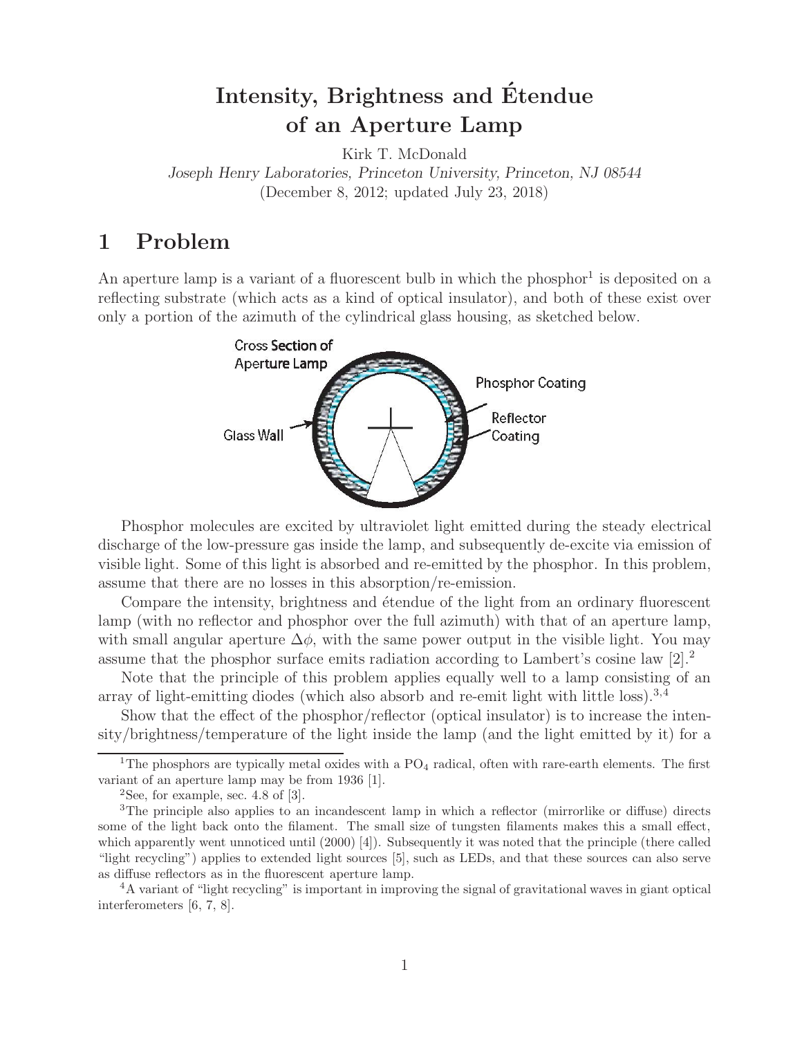# Intensity, Brightness and Étendue of an Aperture Lamp

Kirk T. McDonald

*Joseph Henry Laboratories, Princeton University, Princeton, NJ 08544*

(December 8, 2012; updated July 23, 2018)

## 1 Problem

An aperture lamp is a variant of a fluorescent bulb in which the phosphor[1] is deposited on a reflecting substrate (which acts as a kind of optical insulator), and both of these exist over only a portion of the azimuth of the cylindrical glass housing, as sketched below.

Phosphor molecules are excited by ultraviolet light emitted during the steady electrical discharge of the low-pressure gas inside the lamp, and subsequently de-excite via emission of visible light. Some of this light is absorbed and re-emitted by the phosphor. In this problem, assume that there are no losses in this absorption/re-emission.

Compare the intensity, brightness and étendue of the light from an ordinary fluorescent lamp (with no reflector and phosphor over the full azimuth) with that of an aperture lamp, with small angular aperture $\Delta\phi$, with the same power output in the visible light. You may assume that the phosphor surface emits radiation according to Lambert's cosine law [2].[2]

Note that the principle of this problem applies equally well to a lamp consisting of an array of light-emitting diodes (which also absorb and re-emit light with little loss).[3,4]

Show that the effect of the phosphor/reflector (optical insulator) is to increase the intensity/brightness/temperature of the light inside the lamp (and the light emitted by it) for a

---

[1] The phosphors are typically metal oxides with a $PO_4$ radical, often with rare-earth elements. The first variant of an aperture lamp may be from 1936 [1].

[2] See, for example, sec. 4.8 of [3].

[3] The principle also applies to an incandescent lamp in which a reflector (mirrorlike or diffuse) directs some of the light back onto the filament. The small size of tungsten filaments makes this a small effect, which apparently went unnoticed until (2000) [4]). Subsequently it was noted that the principle (there called "light recycling") applies to extended light sources [5], such as LEDs, and that these sources can also serve as diffuse reflectors as in the fluorescent aperture lamp.

[4] A variant of "light recycling" is important in improving the signal of gravitational waves in giant optical interferometers [6, 7, 8].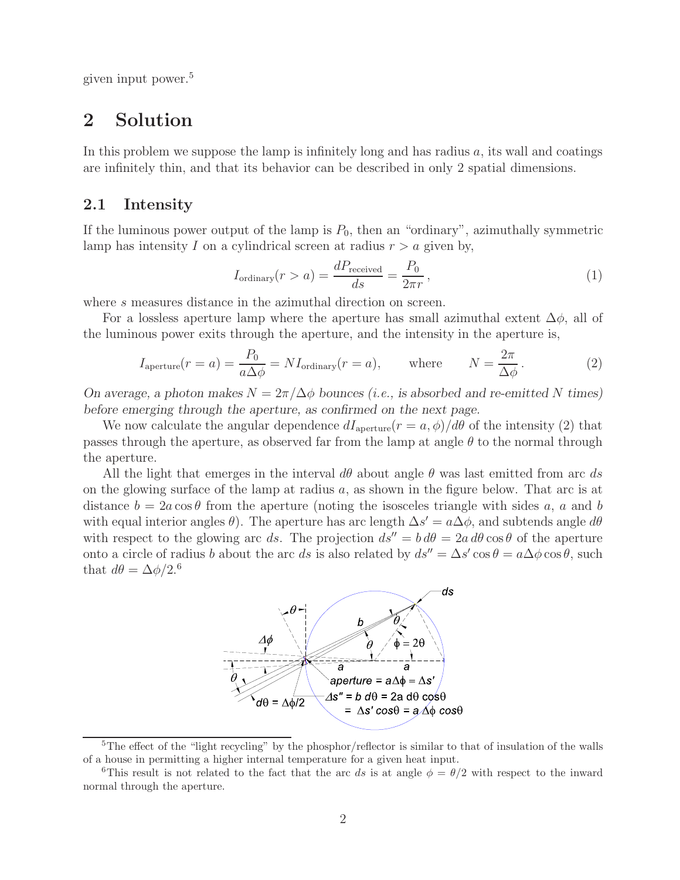given input power.[5]

## 2 Solution

In this problem we suppose the lamp is infinitely long and has radius $a$, its wall and coatings are infinitely thin, and that its behavior can be described in only 2 spatial dimensions.

### 2.1 Intensity

If the luminous power output of the lamp is $P_0$, then an "ordinary", azimuthally symmetric lamp has intensity $I$ on a cylindrical screen at radius $r > a$ given by,

$$I_{\rm ordinary}(r > a) = \frac{dP_{\rm received}}{ds} = \frac{P_0}{2\pi r}\,, \tag{1}$$

where $s$ measures distance in the azimuthal direction on screen.

For a lossless aperture lamp where the aperture has small azimuthal extent $\Delta\phi$, all of the luminous power exits through the aperture, and the intensity in the aperture is,

$$I_{\rm aperture}(r = a) = \frac{P_0}{a\Delta\phi} = N I_{\rm ordinary}(r = a), \qquad \text{where} \qquad N = \frac{2\pi}{\Delta\phi}\,. \tag{2}$$

*On average, a photon makes $N = 2\pi/\Delta\phi$ bounces (i.e., is absorbed and re-emitted $N$ times) before emerging through the aperture, as confirmed on the next page.*

We now calculate the angular dependence $dI_{\rm aperture}(r = a, \phi)/d\theta$ of the intensity (2) that passes through the aperture, as observed far from the lamp at angle $\theta$ to the normal through the aperture.

All the light that emerges in the interval $d\theta$ about angle $\theta$ was last emitted from arc $ds$ on the glowing surface of the lamp at radius $a$, as shown in the figure below. That arc is at distance $b = 2a\cos\theta$ from the aperture (noting the isosceles triangle with sides $a$, $a$ and $b$ with equal interior angles $\theta$). The aperture has arc length $\Delta s' = a\Delta\phi$, and subtends angle $d\theta$ with respect to the glowing arc $ds$. The projection $ds'' = b\,d\theta = 2a\,d\theta\cos\theta$ of the aperture onto a circle of radius $b$ about the arc $ds$ is also related by $ds'' = \Delta s'\cos\theta = a\Delta\phi\cos\theta$, such that $d\theta = \Delta\phi/2$.[6]

[5] The effect of the "light recycling" by the phosphor/reflector is similar to that of insulation of the walls of a house in permitting a higher internal temperature for a given heat input.

[6] This result is not related to the fact that the arc $ds$ is at angle $\phi = \theta/2$ with respect to the inward normal through the aperture.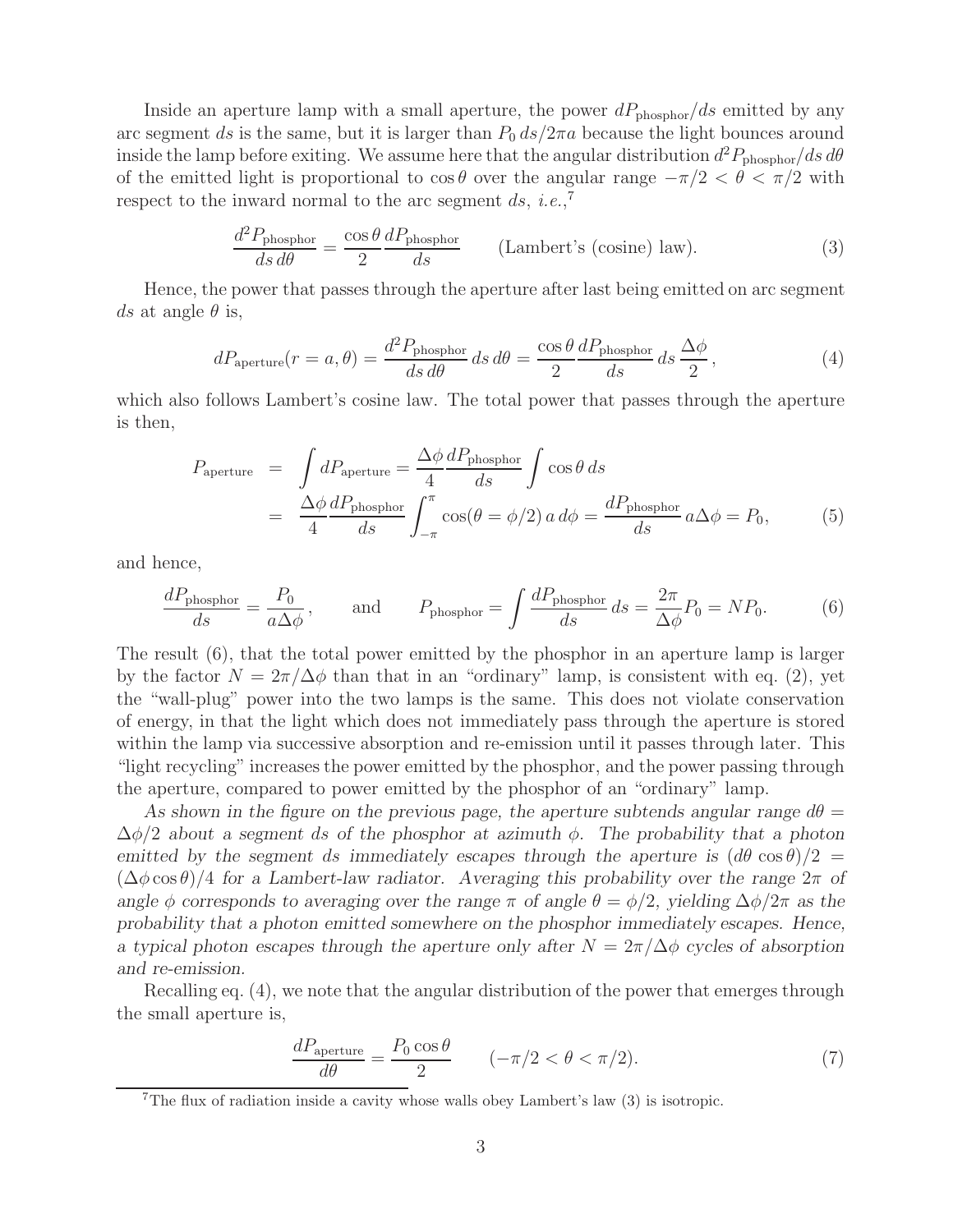Inside an aperture lamp with a small aperture, the power $dP_{\rm phosphor}/ds$ emitted by any arc segment $ds$ is the same, but it is larger than $P_0\, ds/2\pi a$ because the light bounces around inside the lamp before exiting. We assume here that the angular distribution $d^2P_{\rm phosphor}/ds\, d\theta$ of the emitted light is proportional to $\cos\theta$ over the angular range $-\pi/2 < \theta < \pi/2$ with respect to the inward normal to the arc segment $ds$, *i.e.*,[7]

$$\frac{d^2P_{\rm phosphor}}{ds\, d\theta} = \frac{\cos\theta}{2}\frac{dP_{\rm phosphor}}{ds} \qquad \text{(Lambert's (cosine) law).} \tag{3}$$

Hence, the power that passes through the aperture after last being emitted on arc segment $ds$ at angle $\theta$ is,

$$dP_{\rm aperture}(r = a, \theta) = \frac{d^2P_{\rm phosphor}}{ds\, d\theta}\, ds\, d\theta = \frac{\cos\theta}{2}\frac{dP_{\rm phosphor}}{ds}\, ds\, \frac{\Delta\phi}{2}\,, \tag{4}$$

which also follows Lambert's cosine law. The total power that passes through the aperture is then,

$$\begin{aligned} P_{\rm aperture} &= \int dP_{\rm aperture} = \frac{\Delta\phi}{4}\frac{dP_{\rm phosphor}}{ds}\int \cos\theta\, ds \\ &= \frac{\Delta\phi}{4}\frac{dP_{\rm phosphor}}{ds}\int_{-\pi}^{\pi}\cos(\theta = \phi/2)\, a\, d\phi = \frac{dP_{\rm phosphor}}{ds}\, a\Delta\phi = P_0, \end{aligned} \tag{5}$$

and hence,

$$\frac{dP_{\rm phosphor}}{ds} = \frac{P_0}{a\Delta\phi}\,, \qquad \text{and} \qquad P_{\rm phosphor} = \int \frac{dP_{\rm phosphor}}{ds}\, ds = \frac{2\pi}{\Delta\phi}P_0 = NP_0. \tag{6}$$

The result (6), that the total power emitted by the phosphor in an aperture lamp is larger by the factor $N = 2\pi/\Delta\phi$ than that in an "ordinary" lamp, is consistent with eq. (2), yet the "wall-plug" power into the two lamps is the same. This does not violate conservation of energy, in that the light which does not immediately pass through the aperture is stored within the lamp via successive absorption and re-emission until it passes through later. This "light recycling" increases the power emitted by the phosphor, and the power passing through the aperture, compared to power emitted by the phosphor of an "ordinary" lamp.

*As shown in the figure on the previous page, the aperture subtends angular range $d\theta = \Delta\phi/2$ about a segment $ds$ of the phosphor at azimuth $\phi$. The probability that a photon emitted by the segment $ds$ immediately escapes through the aperture is $(d\theta\cos\theta)/2 = (\Delta\phi\cos\theta)/4$ for a Lambert-law radiator. Averaging this probability over the range $2\pi$ of angle $\phi$ corresponds to averaging over the range $\pi$ of angle $\theta = \phi/2$, yielding $\Delta\phi/2\pi$ as the probability that a photon emitted somewhere on the phosphor immediately escapes. Hence, a typical photon escapes through the aperture only after $N = 2\pi/\Delta\phi$ cycles of absorption and re-emission.*

Recalling eq. (4), we note that the angular distribution of the power that emerges through the small aperture is,

$$\frac{dP_{\rm aperture}}{d\theta} = \frac{P_0\cos\theta}{2} \qquad (-\pi/2 < \theta < \pi/2). \tag{7}$$

[7] The flux of radiation inside a cavity whose walls obey Lambert's law (3) is isotropic.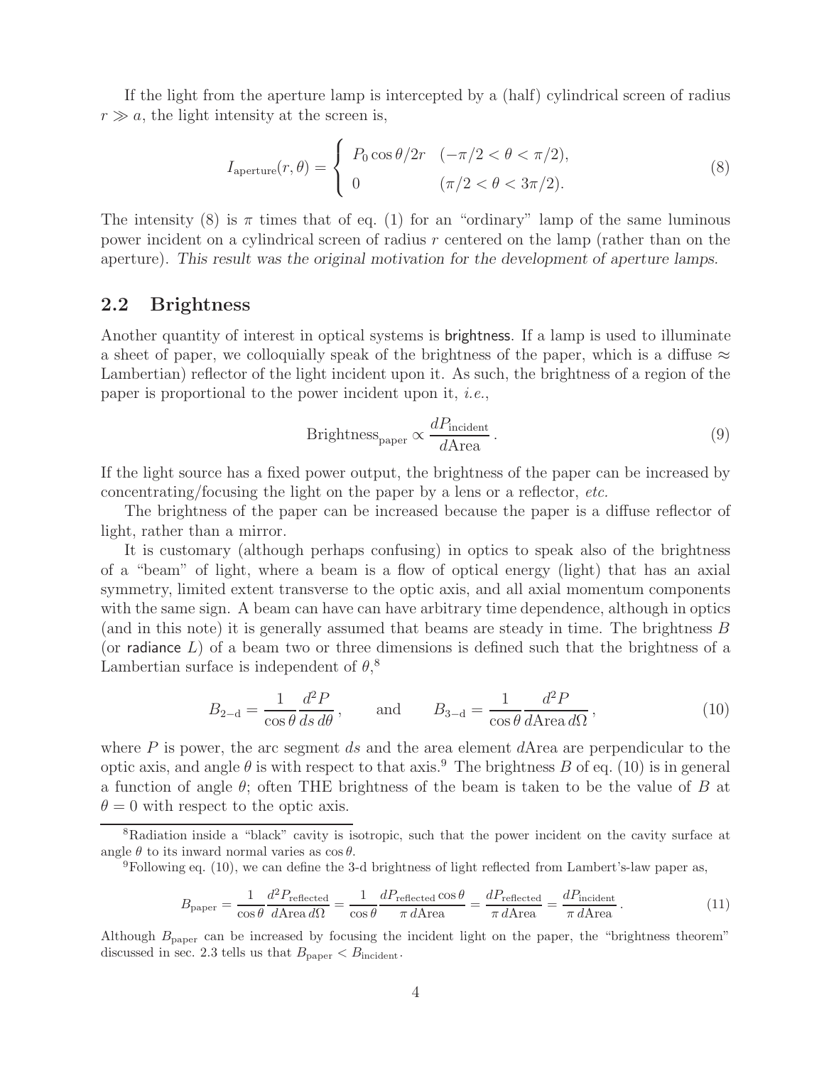If the light from the aperture lamp is intercepted by a (half) cylindrical screen of radius $r \gg a$, the light intensity at the screen is,

$$I_{\text{aperture}}(r, \theta) = \begin{cases} P_0 \cos\theta / 2r & (-\pi/2 < \theta < \pi/2), \\ 0 & (\pi/2 < \theta < 3\pi/2). \end{cases} \tag{8}$$

The intensity (8) is $\pi$ times that of eq. (1) for an "ordinary" lamp of the same luminous power incident on a cylindrical screen of radius $r$ centered on the lamp (rather than on the aperture). *This result was the original motivation for the development of aperture lamps.*

## 2.2 Brightness

Another quantity of interest in optical systems is brightness. If a lamp is used to illuminate a sheet of paper, we colloquially speak of the brightness of the paper, which is a diffuse ≈ Lambertian) reflector of the light incident upon it. As such, the brightness of a region of the paper is proportional to the power incident upon it, *i.e.*,

$$\text{Brightness}_{\text{paper}} \propto \frac{dP_{\text{incident}}}{d\text{Area}}. \tag{9}$$

If the light source has a fixed power output, the brightness of the paper can be increased by concentrating/focusing the light on the paper by a lens or a reflector, *etc.*

The brightness of the paper can be increased because the paper is a diffuse reflector of light, rather than a mirror.

It is customary (although perhaps confusing) in optics to speak also of the brightness of a "beam" of light, where a beam is a flow of optical energy (light) that has an axial symmetry, limited extent transverse to the optic axis, and all axial momentum components with the same sign. A beam can have can have arbitrary time dependence, although in optics (and in this note) it is generally assumed that beams are steady in time. The brightness $B$ (or radiance $L$) of a beam two or three dimensions is defined such that the brightness of a Lambertian surface is independent of $\theta$,[8]

$$B_{2-\text{d}} = \frac{1}{\cos\theta} \frac{d^2 P}{ds\, d\theta}, \qquad \text{and} \qquad B_{3-\text{d}} = \frac{1}{\cos\theta} \frac{d^2 P}{d\text{Area}\, d\Omega}, \tag{10}$$

where $P$ is power, the arc segment $ds$ and the area element $d$Area are perpendicular to the optic axis, and angle $\theta$ is with respect to that axis.[9] The brightness $B$ of eq. (10) is in general a function of angle $\theta$; often THE brightness of the beam is taken to be the value of $B$ at $\theta = 0$ with respect to the optic axis.

[8] Radiation inside a "black" cavity is isotropic, such that the power incident on the cavity surface at angle $\theta$ to its inward normal varies as $\cos\theta$.

[9] Following eq. (10), we can define the 3-d brightness of light reflected from Lambert's-law paper as,

$$B_{\text{paper}} = \frac{1}{\cos\theta} \frac{d^2 P_{\text{reflected}}}{d\text{Area}\, d\Omega} = \frac{1}{\cos\theta} \frac{dP_{\text{reflected}} \cos\theta}{\pi\, d\text{Area}} = \frac{dP_{\text{reflected}}}{\pi\, d\text{Area}} = \frac{dP_{\text{incident}}}{\pi\, d\text{Area}}. \tag{11}$$

Although $B_{\text{paper}}$ can be increased by focusing the incident light on the paper, the "brightness theorem" discussed in sec. 2.3 tells us that $B_{\text{paper}} < B_{\text{incident}}$.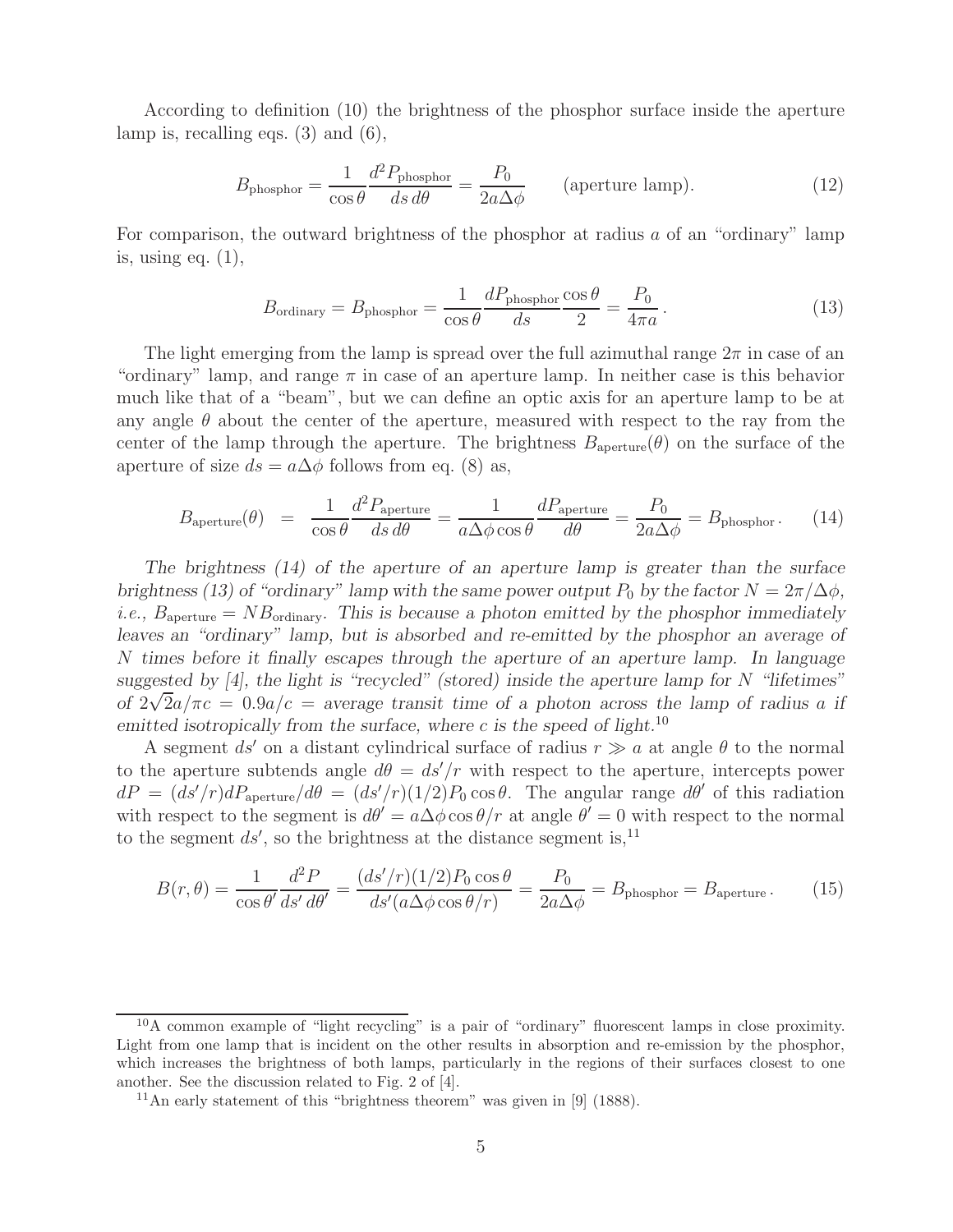According to definition (10) the brightness of the phosphor surface inside the aperture lamp is, recalling eqs. (3) and (6),

$$B_{\rm phosphor} = \frac{1}{\cos\theta}\frac{d^2 P_{\rm phosphor}}{ds\, d\theta} = \frac{P_0}{2a\Delta\phi} \qquad \text{(aperture lamp)}. \tag{12}$$

For comparison, the outward brightness of the phosphor at radius $a$ of an "ordinary" lamp is, using eq. (1),

$$B_{\rm ordinary} = B_{\rm phosphor} = \frac{1}{\cos\theta}\frac{dP_{\rm phosphor}}{ds}\frac{\cos\theta}{2} = \frac{P_0}{4\pi a}\,. \tag{13}$$

The light emerging from the lamp is spread over the full azimuthal range $2\pi$ in case of an "ordinary" lamp, and range $\pi$ in case of an aperture lamp. In neither case is this behavior much like that of a "beam", but we can define an optic axis for an aperture lamp to be at any angle $\theta$ about the center of the aperture, measured with respect to the ray from the center of the lamp through the aperture. The brightness $B_{\rm aperture}(\theta)$ on the surface of the aperture of size $ds = a\Delta\phi$ follows from eq. (8) as,

$$B_{\rm aperture}(\theta) \;=\; \frac{1}{\cos\theta}\frac{d^2 P_{\rm aperture}}{ds\, d\theta} = \frac{1}{a\Delta\phi\cos\theta}\frac{dP_{\rm aperture}}{d\theta} = \frac{P_0}{2a\Delta\phi} = B_{\rm phosphor}\,. \tag{14}$$

*The brightness (14) of the aperture of an aperture lamp is greater than the surface brightness (13) of "ordinary" lamp with the same power output $P_0$ by the factor $N = 2\pi/\Delta\phi$, i.e., $B_{\rm aperture} = NB_{\rm ordinary}$. This is because a photon emitted by the phosphor immediately leaves an "ordinary" lamp, but is absorbed and re-emitted by the phosphor an average of $N$ times before it finally escapes through the aperture of an aperture lamp. In language suggested by [4], the light is "recycled" (stored) inside the aperture lamp for $N$ "lifetimes" of $2\sqrt{2}a/\pi c = 0.9a/c$ = average transit time of a photon across the lamp of radius $a$ if emitted isotropically from the surface, where $c$ is the speed of light.*[10]

A segment $ds'$ on a distant cylindrical surface of radius $r \gg a$ at angle $\theta$ to the normal to the aperture subtends angle $d\theta = ds'/r$ with respect to the aperture, intercepts power $dP = (ds'/r)dP_{\rm aperture}/d\theta = (ds'/r)(1/2)P_0\cos\theta$. The angular range $d\theta'$ of this radiation with respect to the segment is $d\theta' = a\Delta\phi\cos\theta/r$ at angle $\theta' = 0$ with respect to the normal to the segment $ds'$, so the brightness at the distance segment is,[11]

$$B(r,\theta) = \frac{1}{\cos\theta'}\frac{d^2 P}{ds'\, d\theta'} = \frac{(ds'/r)(1/2)P_0\cos\theta}{ds'(a\Delta\phi\cos\theta/r)} = \frac{P_0}{2a\Delta\phi} = B_{\rm phosphor} = B_{\rm aperture}\,. \tag{15}$$

---

[10] A common example of "light recycling" is a pair of "ordinary" fluorescent lamps in close proximity. Light from one lamp that is incident on the other results in absorption and re-emission by the phosphor, which increases the brightness of both lamps, particularly in the regions of their surfaces closest to one another. See the discussion related to Fig. 2 of [4].

[11] An early statement of this "brightness theorem" was given in [9] (1888).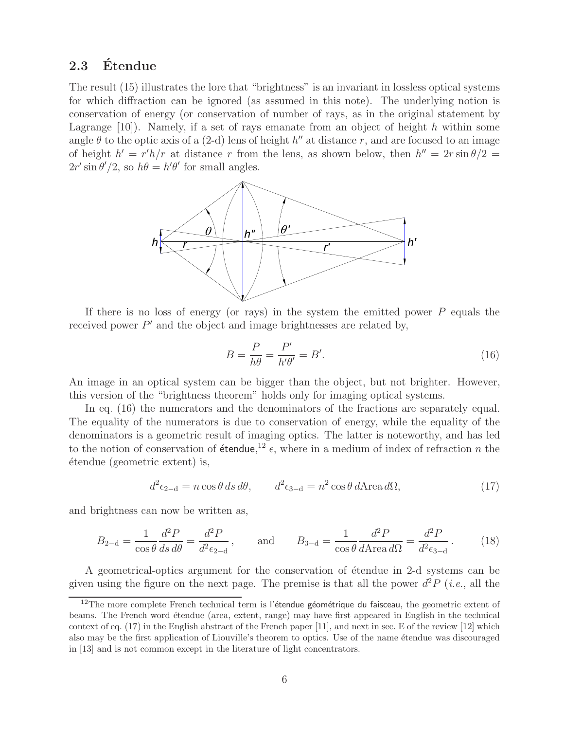### 2.3 Étendue

The result (15) illustrates the lore that "brightness" is an invariant in lossless optical systems for which diffraction can be ignored (as assumed in this note). The underlying notion is conservation of energy (or conservation of number of rays, as in the original statement by Lagrange [10]). Namely, if a set of rays emanate from an object of height $h$ within some angle $\theta$ to the optic axis of a (2-d) lens of height $h''$ at distance $r$, and are focused to an image of height $h' = r'h/r$ at distance $r$ from the lens, as shown below, then $h'' = 2r\sin\theta/2 = 2r'\sin\theta'/2$, so $h\theta = h'\theta'$ for small angles.

If there is no loss of energy (or rays) in the system the emitted power $P$ equals the received power $P'$ and the object and image brightnesses are related by,

$$B = \frac{P}{h\theta} = \frac{P'}{h'\theta'} = B'. \tag{16}$$

An image in an optical system can be bigger than the object, but not brighter. However, this version of the "brightness theorem" holds only for imaging optical systems.

In eq. (16) the numerators and the denominators of the fractions are separately equal. The equality of the numerators is due to conservation of energy, while the equality of the denominators is a geometric result of imaging optics. The latter is noteworthy, and has led to the notion of conservation of étendue,[12] $\epsilon$, where in a medium of index of refraction $n$ the étendue (geometric extent) is,

$$d^2\epsilon_{2\text{-d}} = n\cos\theta\, ds\, d\theta, \qquad d^2\epsilon_{3\text{-d}} = n^2\cos\theta\, d\text{Area}\, d\Omega, \tag{17}$$

and brightness can now be written as,

$$B_{2\text{-d}} = \frac{1}{\cos\theta}\frac{d^2P}{ds\, d\theta} = \frac{d^2P}{d^2\epsilon_{2\text{-d}}}, \qquad \text{and} \qquad B_{3\text{-d}} = \frac{1}{\cos\theta}\frac{d^2P}{d\text{Area}\, d\Omega} = \frac{d^2P}{d^2\epsilon_{3\text{-d}}}. \tag{18}$$

A geometrical-optics argument for the conservation of étendue in 2-d systems can be given using the figure on the next page. The premise is that all the power $d^2P$ (*i.e.*, all the

[12] The more complete French technical term is l'étendue géométrique du faisceau, the geometric extent of beams. The French word étendue (area, extent, range) may have first appeared in English in the technical context of eq. (17) in the English abstract of the French paper [11], and next in sec. E of the review [12] which also may be the first application of Liouville's theorem to optics. Use of the name étendue was discouraged in [13] and is not common except in the literature of light concentrators.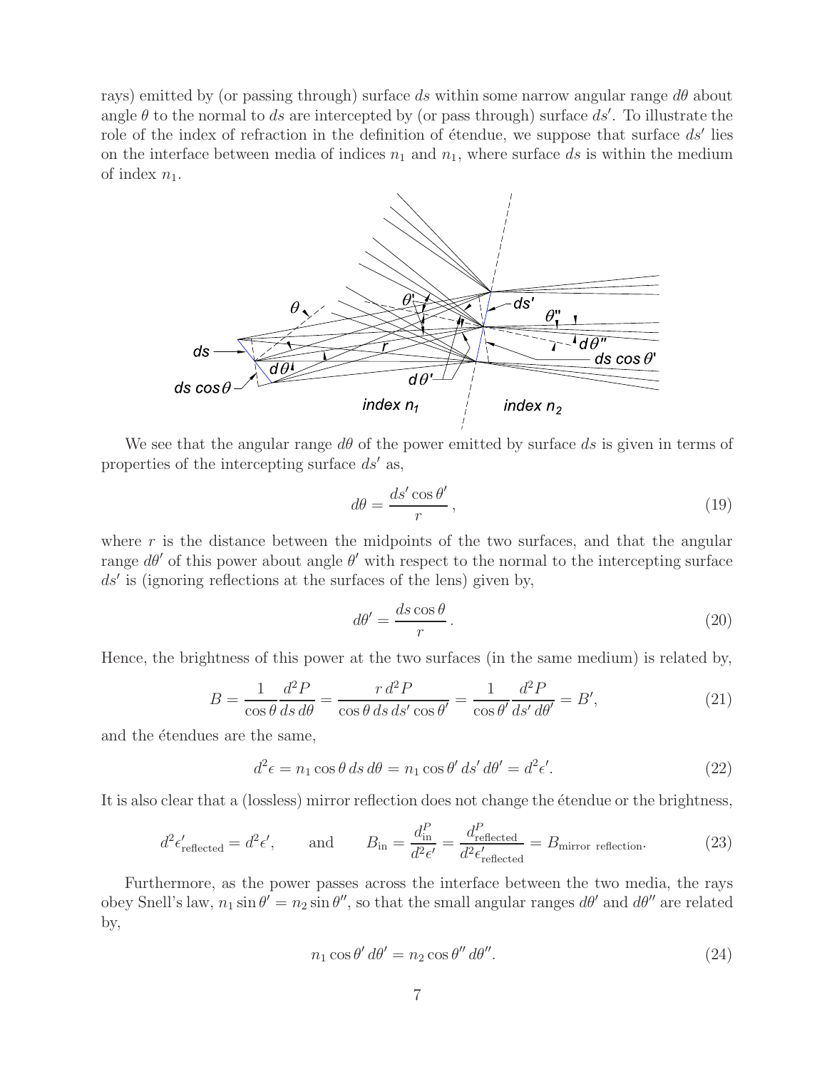rays) emitted by (or passing through) surface $ds$ within some narrow angular range $d\theta$ about angle $\theta$ to the normal to $ds$ are intercepted by (or pass through) surface $ds'$. To illustrate the role of the index of refraction in the definition of étendue, we suppose that surface $ds'$ lies on the interface between media of indices $n_1$ and $n_1$, where surface $ds$ is within the medium of index $n_1$.

We see that the angular range $d\theta$ of the power emitted by surface $ds$ is given in terms of properties of the intercepting surface $ds'$ as,

$$d\theta = \frac{ds' \cos\theta'}{r}\,, \tag{19}$$

where $r$ is the distance between the midpoints of the two surfaces, and that the angular range $d\theta'$ of this power about angle $\theta'$ with respect to the normal to the intercepting surface $ds'$ is (ignoring reflections at the surfaces of the lens) given by,

$$d\theta' = \frac{ds \cos\theta}{r}\,. \tag{20}$$

Hence, the brightness of this power at the two surfaces (in the same medium) is related by,

$$B = \frac{1}{\cos\theta}\frac{d^2P}{ds\,d\theta} = \frac{r\,d^2P}{\cos\theta\,ds\,ds'\cos\theta'} = \frac{1}{\cos\theta'}\frac{d^2P}{ds'\,d\theta'} = B', \tag{21}$$

and the étendues are the same,

$$d^2\epsilon = n_1\cos\theta\,ds\,d\theta = n_1\cos\theta'\,ds'\,d\theta' = d^2\epsilon'. \tag{22}$$

It is also clear that a (lossless) mirror reflection does not change the étendue or the brightness,

$$d^2\epsilon'_{\rm reflected} = d^2\epsilon', \qquad \text{and} \qquad B_{\rm in} = \frac{d^P_{\rm in}}{d^2\epsilon'} = \frac{d^P_{\rm reflected}}{d^2\epsilon'_{\rm reflected}} = B_{\rm mirror\ reflection}. \tag{23}$$

Furthermore, as the power passes across the interface between the two media, the rays obey Snell's law, $n_1\sin\theta' = n_2\sin\theta''$, so that the small angular ranges $d\theta'$ and $d\theta''$ are related by,

$$n_1\cos\theta'\,d\theta' = n_2\cos\theta''\,d\theta''. \tag{24}$$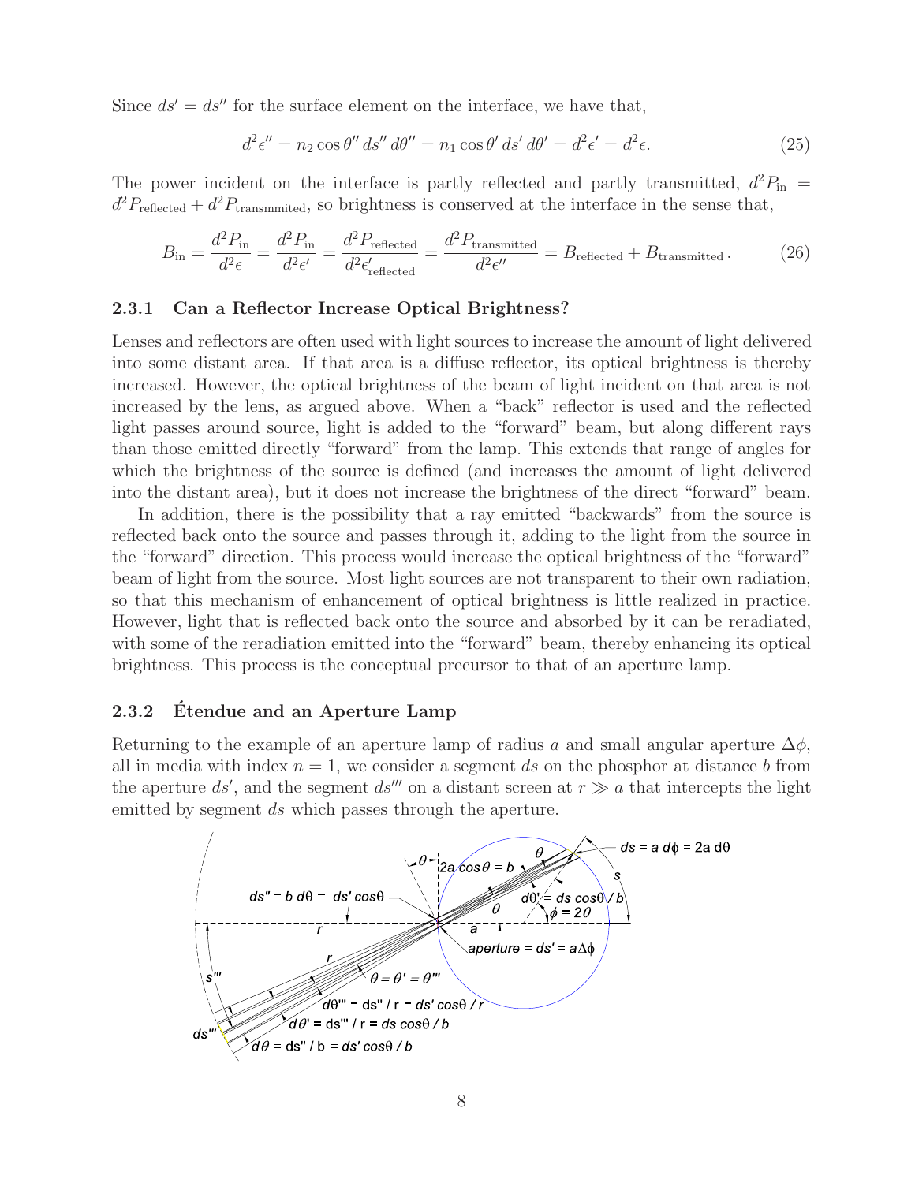Since $ds' = ds''$ for the surface element on the interface, we have that,

$$d^2\epsilon'' = n_2 \cos\theta''\, ds''\, d\theta'' = n_1 \cos\theta'\, ds'\, d\theta' = d^2\epsilon' = d^2\epsilon. \tag{25}$$

The power incident on the interface is partly reflected and partly transmitted, $d^2P_{\rm in} = d^2P_{\rm reflected} + d^2P_{\rm transmmited}$, so brightness is conserved at the interface in the sense that,

$$B_{\rm in} = \frac{d^2P_{\rm in}}{d^2\epsilon} = \frac{d^2P_{\rm in}}{d^2\epsilon'} = \frac{d^2P_{\rm reflected}}{d^2\epsilon'_{\rm reflected}} = \frac{d^2P_{\rm transmitted}}{d^2\epsilon''} = B_{\rm reflected} + B_{\rm transmitted}\,. \tag{26}$$

### 2.3.1 Can a Reflector Increase Optical Brightness?

Lenses and reflectors are often used with light sources to increase the amount of light delivered into some distant area. If that area is a diffuse reflector, its optical brightness is thereby increased. However, the optical brightness of the beam of light incident on that area is not increased by the lens, as argued above. When a "back" reflector is used and the reflected light passes around source, light is added to the "forward" beam, but along different rays than those emitted directly "forward" from the lamp. This extends that range of angles for which the brightness of the source is defined (and increases the amount of light delivered into the distant area), but it does not increase the brightness of the direct "forward" beam.

In addition, there is the possibility that a ray emitted "backwards" from the source is reflected back onto the source and passes through it, adding to the light from the source in the "forward" direction. This process would increase the optical brightness of the "forward" beam of light from the source. Most light sources are not transparent to their own radiation, so that this mechanism of enhancement of optical brightness is little realized in practice. However, light that is reflected back onto the source and absorbed by it can be reradiated, with some of the reradiation emitted into the "forward" beam, thereby enhancing its optical brightness. This process is the conceptual precursor to that of an aperture lamp.

### 2.3.2 Étendue and an Aperture Lamp

Returning to the example of an aperture lamp of radius $a$ and small angular aperture $\Delta\phi$, all in media with index $n = 1$, we consider a segment $ds$ on the phosphor at distance $b$ from the aperture $ds'$, and the segment $ds'''$ on a distant screen at $r \gg a$ that intercepts the light emitted by segment $ds$ which passes through the aperture.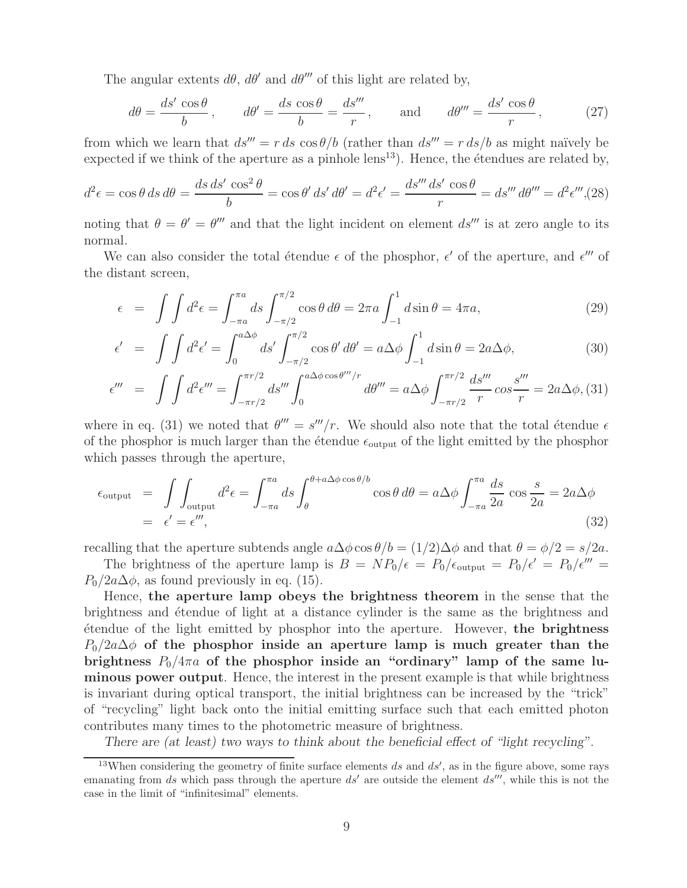The angular extents $d\theta$, $d\theta'$ and $d\theta'''$ of this light are related by,

$$d\theta = \frac{ds' \cos\theta}{b}, \qquad d\theta' = \frac{ds \cos\theta}{b} = \frac{ds'''}{r}, \qquad \text{and} \qquad d\theta''' = \frac{ds' \cos\theta}{r}, \tag{27}$$

from which we learn that $ds''' = r\, ds \cos\theta/b$ (rather than $ds''' = r\, ds/b$ as might naïvely be expected if we think of the aperture as a pinhole lens[13]). Hence, the étendues are related by,

$$d^2\epsilon = \cos\theta\, ds\, d\theta = \frac{ds\, ds' \cos^2\theta}{b} = \cos\theta'\, ds'\, d\theta' = d^2\epsilon' = \frac{ds'''\, ds' \cos\theta}{r} = ds'''\, d\theta''' = d^2\epsilon''', \tag{28}$$

noting that $\theta = \theta' = \theta'''$ and that the light incident on element $ds'''$ is at zero angle to its normal.

We can also consider the total étendue $\epsilon$ of the phosphor, $\epsilon'$ of the aperture, and $\epsilon'''$ of the distant screen,

$$\epsilon = \int\int d^2\epsilon = \int_{-\pi a}^{\pi a} ds \int_{-\pi/2}^{\pi/2} \cos\theta\, d\theta = 2\pi a \int_{-1}^{1} d\sin\theta = 4\pi a, \tag{29}$$

$$\epsilon' = \int\int d^2\epsilon' = \int_{0}^{a\Delta\phi} ds' \int_{-\pi/2}^{\pi/2} \cos\theta'\, d\theta' = a\Delta\phi \int_{-1}^{1} d\sin\theta = 2a\Delta\phi, \tag{30}$$

$$\epsilon''' = \int\int d^2\epsilon''' = \int_{-\pi r/2}^{\pi r/2} ds''' \int_{0}^{a\Delta\phi\cos\theta'''/r} d\theta''' = a\Delta\phi \int_{-\pi r/2}^{\pi r/2} \frac{ds'''}{r}\, cos\frac{s'''}{r} = 2a\Delta\phi, \tag{31}$$

where in eq. (31) we noted that $\theta''' = s'''/r$. We should also note that the total étendue $\epsilon$ of the phosphor is much larger than the étendue $\epsilon_{\rm output}$ of the light emitted by the phosphor which passes through the aperture,

$$\begin{aligned}\epsilon_{\rm output} &= \int\int_{\rm output} d^2\epsilon = \int_{-\pi a}^{\pi a} ds \int_{\theta}^{\theta + a\Delta\phi\cos\theta/b} \cos\theta\, d\theta = a\Delta\phi \int_{-\pi a}^{\pi a} \frac{ds}{2a} \cos\frac{s}{2a} = 2a\Delta\phi \\ &= \epsilon' = \epsilon''',\end{aligned} \tag{32}$$

recalling that the aperture subtends angle $a\Delta\phi\cos\theta/b = (1/2)\Delta\phi$ and that $\theta = \phi/2 = s/2a$.

The brightness of the aperture lamp is $B = NP_0/\epsilon = P_0/\epsilon_{\rm output} = P_0/\epsilon' = P_0/\epsilon''' = P_0/2a\Delta\phi$, as found previously in eq. (15).

Hence, **the aperture lamp obeys the brightness theorem** in the sense that the brightness and étendue of light at a distance cylinder is the same as the brightness and étendue of the light emitted by phosphor into the aperture. However, **the brightness $P_0/2a\Delta\phi$ of the phosphor inside an aperture lamp is much greater than the brightness $P_0/4\pi a$ of the phosphor inside an "ordinary" lamp of the same luminous power output**. Hence, the interest in the present example is that while brightness is invariant during optical transport, the initial brightness can be increased by the "trick" of "recycling" light back onto the initial emitting surface such that each emitted photon contributes many times to the photometric measure of brightness.

*There are (at least) two ways to think about the beneficial effect of "light recycling".*

[13]When considering the geometry of finite surface elements $ds$ and $ds'$, as in the figure above, some rays emanating from $ds$ which pass through the aperture $ds'$ are outside the element $ds'''$, while this is not the case in the limit of "infinitesimal" elements.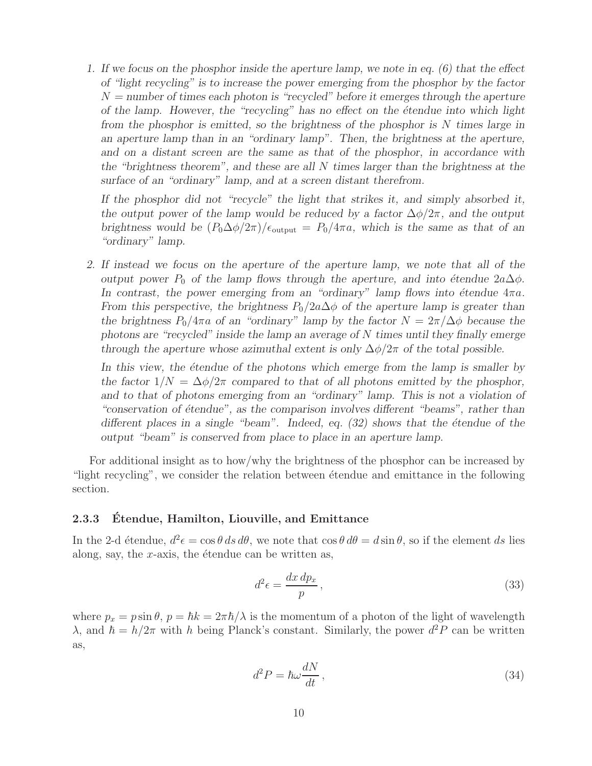1. *If we focus on the phosphor inside the aperture lamp, we note in eq. (6) that the effect of "light recycling" is to increase the power emerging from the phosphor by the factor $N$ = number of times each photon is "recycled" before it emerges through the aperture of the lamp. However, the "recycling" has no effect on the étendue into which light from the phosphor is emitted, so the brightness of the phosphor is $N$ times large in an aperture lamp than in an "ordinary lamp". Then, the brightness at the aperture, and on a distant screen are the same as that of the phosphor, in accordance with the "brightness theorem", and these are all $N$ times larger than the brightness at the surface of an "ordinary" lamp, and at a screen distant therefrom.*

   *If the phosphor did not "recycle" the light that strikes it, and simply absorbed it, the output power of the lamp would be reduced by a factor $\Delta\phi/2\pi$, and the output brightness would be $(P_0\Delta\phi/2\pi)/\epsilon_{\rm output} = P_0/4\pi a$, which is the same as that of an "ordinary" lamp.*

2. *If instead we focus on the aperture of the aperture lamp, we note that all of the output power $P_0$ of the lamp flows through the aperture, and into étendue $2a\Delta\phi$. In contrast, the power emerging from an "ordinary" lamp flows into étendue $4\pi a$. From this perspective, the brightness $P_0/2a\Delta\phi$ of the aperture lamp is greater than the brightness $P_0/4\pi a$ of an "ordinary" lamp by the factor $N = 2\pi/\Delta\phi$ because the photons are "recycled" inside the lamp an average of $N$ times until they finally emerge through the aperture whose azimuthal extent is only $\Delta\phi/2\pi$ of the total possible.*

   *In this view, the étendue of the photons which emerge from the lamp is smaller by the factor $1/N = \Delta\phi/2\pi$ compared to that of all photons emitted by the phosphor, and to that of photons emerging from an "ordinary" lamp. This is not a violation of "conservation of étendue", as the comparison involves different "beams", rather than different places in a single "beam". Indeed, eq. (32) shows that the étendue of the output "beam" is conserved from place to place in an aperture lamp.*

For additional insight as to how/why the brightness of the phosphor can be increased by "light recycling", we consider the relation between étendue and emittance in the following section.

### 2.3.3 Étendue, Hamilton, Liouville, and Emittance

In the 2-d étendue, $d^2\epsilon = \cos\theta\, ds\, d\theta$, we note that $\cos\theta\, d\theta = d\sin\theta$, so if the element $ds$ lies along, say, the $x$-axis, the étendue can be written as,

$$d^2\epsilon = \frac{dx\, dp_x}{p}\,, \tag{33}$$

where $p_x = p\sin\theta$, $p = \hbar k = 2\pi\hbar/\lambda$ is the momentum of a photon of the light of wavelength $\lambda$, and $\hbar = h/2\pi$ with $h$ being Planck's constant. Similarly, the power $d^2P$ can be written as,

$$d^2P = \hbar\omega\frac{dN}{dt}\,, \tag{34}$$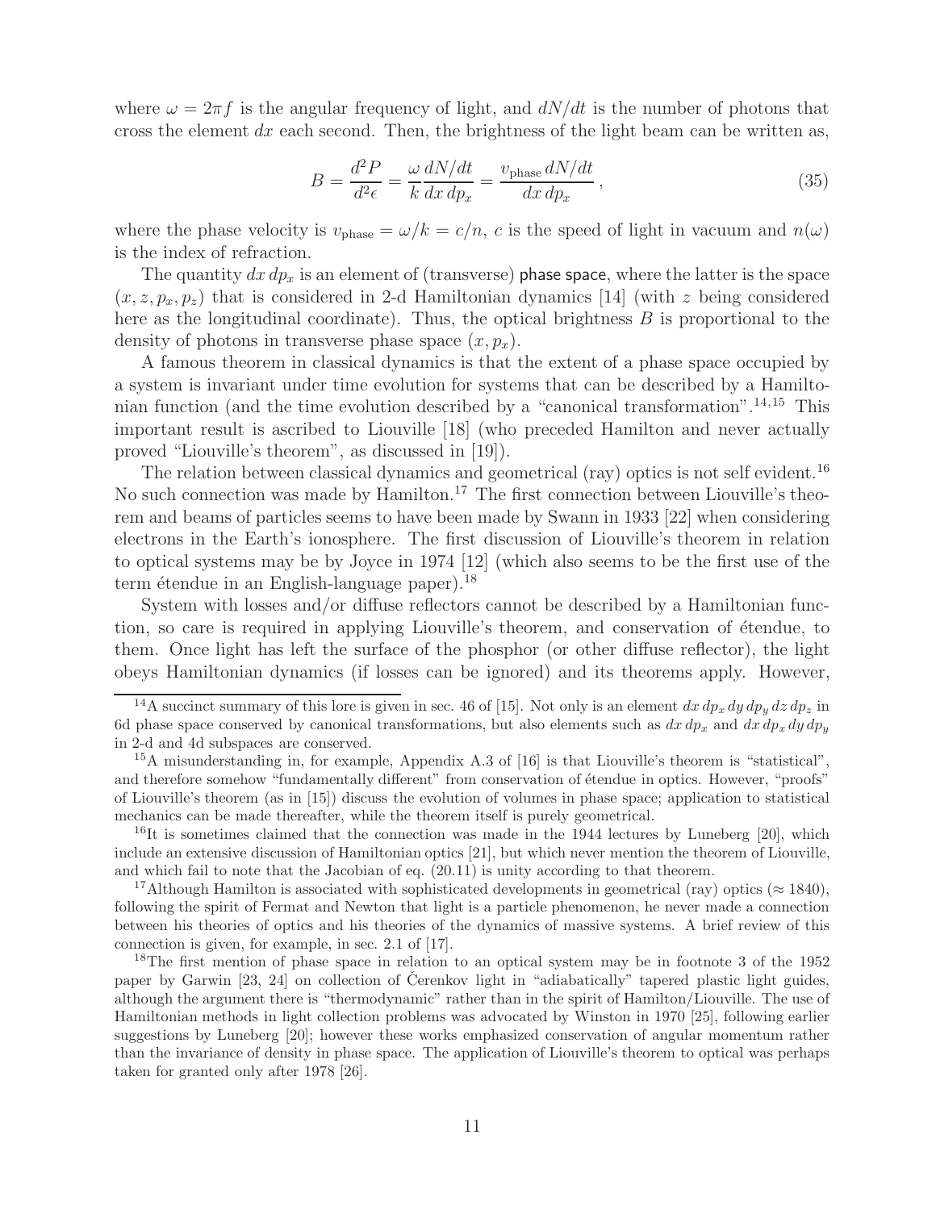where $\omega = 2\pi f$ is the angular frequency of light, and $dN/dt$ is the number of photons that cross the element $dx$ each second. Then, the brightness of the light beam can be written as,

$$B = \frac{d^2P}{d^2\epsilon} = \frac{\omega}{k}\frac{dN/dt}{dx\,dp_x} = \frac{v_{\rm phase}\,dN/dt}{dx\,dp_x}\,, \tag{35}$$

where the phase velocity is $v_{\rm phase} = \omega/k = c/n$, $c$ is the speed of light in vacuum and $n(\omega)$ is the index of refraction.

The quantity $dx\,dp_x$ is an element of (transverse) phase space, where the latter is the space $(x, z, p_x, p_z)$ that is considered in 2-d Hamiltonian dynamics [14] (with $z$ being considered here as the longitudinal coordinate). Thus, the optical brightness $B$ is proportional to the density of photons in transverse phase space $(x, p_x)$.

A famous theorem in classical dynamics is that the extent of a phase space occupied by a system is invariant under time evolution for systems that can be described by a Hamiltonian function (and the time evolution described by a "canonical transformation".[14,15] This important result is ascribed to Liouville [18] (who preceded Hamilton and never actually proved "Liouville's theorem", as discussed in [19]).

The relation between classical dynamics and geometrical (ray) optics is not self evident.[16] No such connection was made by Hamilton.[17] The first connection between Liouville's theorem and beams of particles seems to have been made by Swann in 1933 [22] when considering electrons in the Earth's ionosphere. The first discussion of Liouville's theorem in relation to optical systems may be by Joyce in 1974 [12] (which also seems to be the first use of the term étendue in an English-language paper).[18]

System with losses and/or diffuse reflectors cannot be described by a Hamiltonian function, so care is required in applying Liouville's theorem, and conservation of étendue, to them. Once light has left the surface of the phosphor (or other diffuse reflector), the light obeys Hamiltonian dynamics (if losses can be ignored) and its theorems apply. However,

---

[14] A succinct summary of this lore is given in sec. 46 of [15]. Not only is an element $dx\,dp_x\,dy\,dp_y\,dz\,dp_z$ in 6d phase space conserved by canonical transformations, but also elements such as $dx\,dp_x$ and $dx\,dp_x\,dy\,dp_y$ in 2-d and 4d subspaces are conserved.

[15] A misunderstanding in, for example, Appendix A.3 of [16] is that Liouville's theorem is "statistical", and therefore somehow "fundamentally different" from conservation of étendue in optics. However, "proofs" of Liouville's theorem (as in [15]) discuss the evolution of volumes in phase space; application to statistical mechanics can be made thereafter, while the theorem itself is purely geometrical.

[16] It is sometimes claimed that the connection was made in the 1944 lectures by Luneberg [20], which include an extensive discussion of Hamiltonian optics [21], but which never mention the theorem of Liouville, and which fail to note that the Jacobian of eq. (20.11) is unity according to that theorem.

[17] Although Hamilton is associated with sophisticated developments in geometrical (ray) optics ($\approx 1840$), following the spirit of Fermat and Newton that light is a particle phenomenon, he never made a connection between his theories of optics and his theories of the dynamics of massive systems. A brief review of this connection is given, for example, in sec. 2.1 of [17].

[18] The first mention of phase space in relation to an optical system may be in footnote 3 of the 1952 paper by Garwin [23, 24] on collection of Čerenkov light in "adiabatically" tapered plastic light guides, although the argument there is "thermodynamic" rather than in the spirit of Hamilton/Liouville. The use of Hamiltonian methods in light collection problems was advocated by Winston in 1970 [25], following earlier suggestions by Luneberg [20]; however these works emphasized conservation of angular momentum rather than the invariance of density in phase space. The application of Liouville's theorem to optical was perhaps taken for granted only after 1978 [26].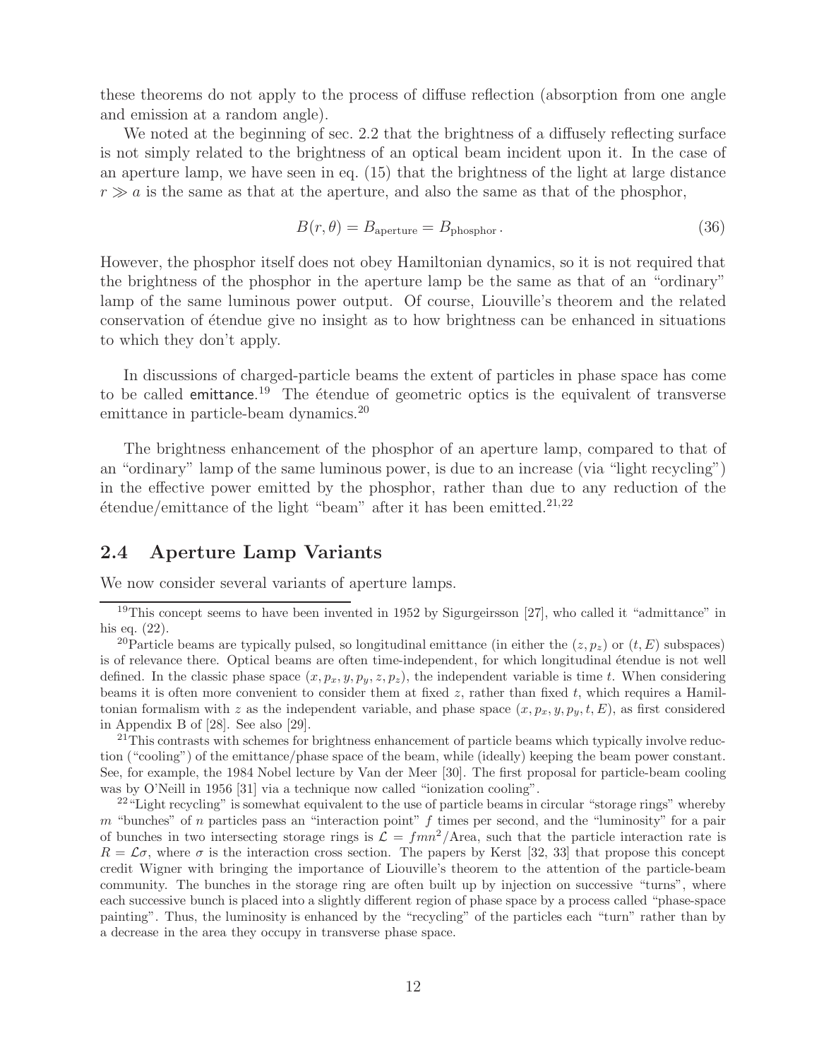these theorems do not apply to the process of diffuse reflection (absorption from one angle and emission at a random angle).

We noted at the beginning of sec. 2.2 that the brightness of a diffusely reflecting surface is not simply related to the brightness of an optical beam incident upon it. In the case of an aperture lamp, we have seen in eq. (15) that the brightness of the light at large distance $r \gg a$ is the same as that at the aperture, and also the same as that of the phosphor,

$$B(r, \theta) = B_{\rm aperture} = B_{\rm phosphor}\,. \tag{36}$$

However, the phosphor itself does not obey Hamiltonian dynamics, so it is not required that the brightness of the phosphor in the aperture lamp be the same as that of an "ordinary" lamp of the same luminous power output. Of course, Liouville's theorem and the related conservation of étendue give no insight as to how brightness can be enhanced in situations to which they don't apply.

In discussions of charged-particle beams the extent of particles in phase space has come to be called emittance.[19] The étendue of geometric optics is the equivalent of transverse emittance in particle-beam dynamics.[20]

The brightness enhancement of the phosphor of an aperture lamp, compared to that of an "ordinary" lamp of the same luminous power, is due to an increase (via "light recycling") in the effective power emitted by the phosphor, rather than due to any reduction of the étendue/emittance of the light "beam" after it has been emitted.[21,22]

## 2.4 Aperture Lamp Variants

We now consider several variants of aperture lamps.

---

[19] This concept seems to have been invented in 1952 by Sigurgeirsson [27], who called it "admittance" in his eq. (22).

[20] Particle beams are typically pulsed, so longitudinal emittance (in either the $(z, p_z)$ or $(t, E)$ subspaces) is of relevance there. Optical beams are often time-independent, for which longitudinal étendue is not well defined. In the classic phase space $(x, p_x, y, p_y, z, p_z)$, the independent variable is time $t$. When considering beams it is often more convenient to consider them at fixed $z$, rather than fixed $t$, which requires a Hamiltonian formalism with $z$ as the independent variable, and phase space $(x, p_x, y, p_y, t, E)$, as first considered in Appendix B of [28]. See also [29].

[21] This contrasts with schemes for brightness enhancement of particle beams which typically involve reduction ("cooling") of the emittance/phase space of the beam, while (ideally) keeping the beam power constant. See, for example, the 1984 Nobel lecture by Van der Meer [30]. The first proposal for particle-beam cooling was by O'Neill in 1956 [31] via a technique now called "ionization cooling".

[22] "Light recycling" is somewhat equivalent to the use of particle beams in circular "storage rings" whereby $m$ "bunches" of $n$ particles pass an "interaction point" $f$ times per second, and the "luminosity" for a pair of bunches in two intersecting storage rings is $\mathcal{L} = fmn^2/\text{Area}$, such that the particle interaction rate is $R = \mathcal{L}\sigma$, where $\sigma$ is the interaction cross section. The papers by Kerst [32, 33] that propose this concept credit Wigner with bringing the importance of Liouville's theorem to the attention of the particle-beam community. The bunches in the storage ring are often built up by injection on successive "turns", where each successive bunch is placed into a slightly different region of phase space by a process called "phase-space painting". Thus, the luminosity is enhanced by the "recycling" of the particles each "turn" rather than by a decrease in the area they occupy in transverse phase space.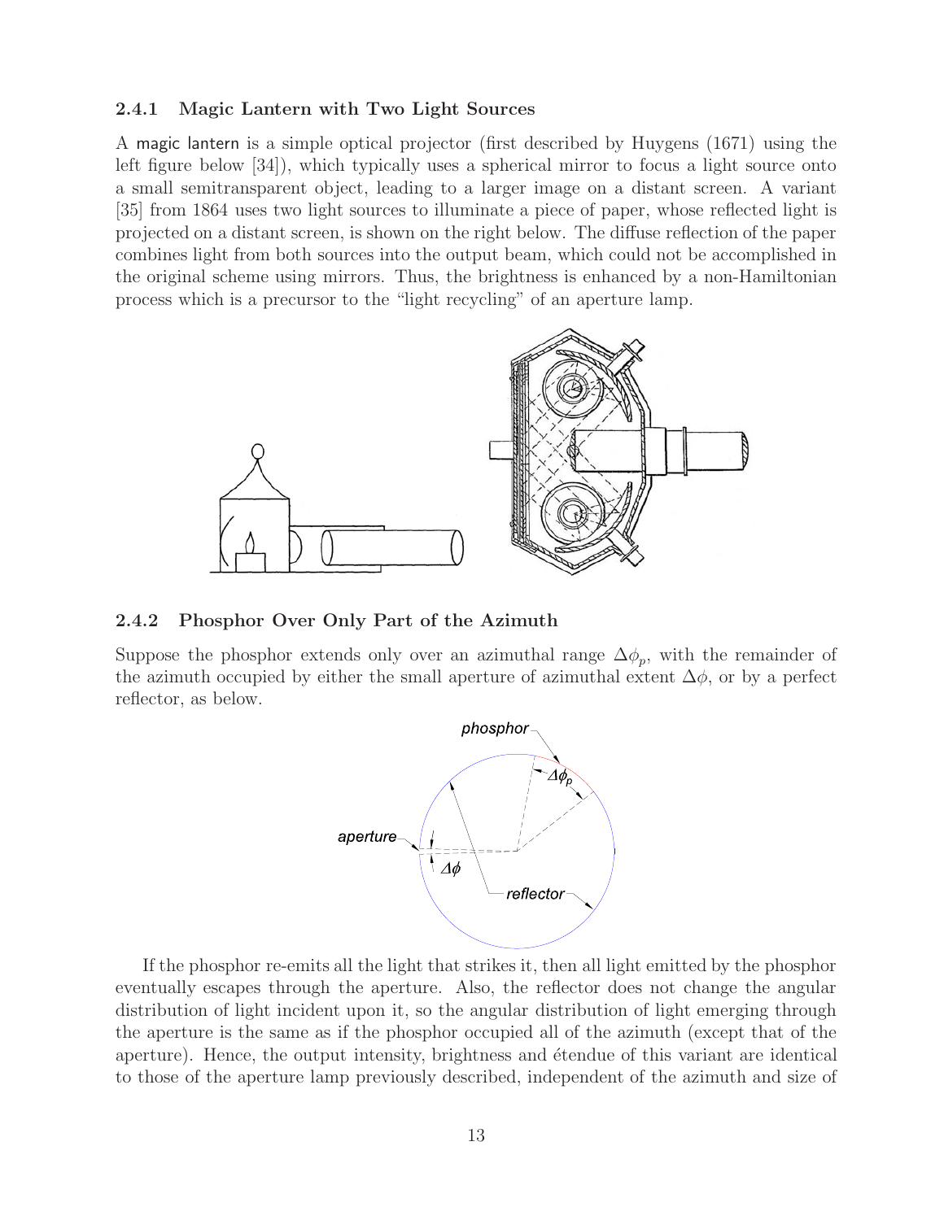### 2.4.1 Magic Lantern with Two Light Sources

A magic lantern is a simple optical projector (first described by Huygens (1671) using the left figure below [34]), which typically uses a spherical mirror to focus a light source onto a small semitransparent object, leading to a larger image on a distant screen. A variant [35] from 1864 uses two light sources to illuminate a piece of paper, whose reflected light is projected on a distant screen, is shown on the right below. The diffuse reflection of the paper combines light from both sources into the output beam, which could not be accomplished in the original scheme using mirrors. Thus, the brightness is enhanced by a non-Hamiltonian process which is a precursor to the "light recycling" of an aperture lamp.

### 2.4.2 Phosphor Over Only Part of the Azimuth

Suppose the phosphor extends only over an azimuthal range $\Delta\phi_p$, with the remainder of the azimuth occupied by either the small aperture of azimuthal extent $\Delta\phi$, or by a perfect reflector, as below.

If the phosphor re-emits all the light that strikes it, then all light emitted by the phosphor eventually escapes through the aperture. Also, the reflector does not change the angular distribution of light incident upon it, so the angular distribution of light emerging through the aperture is the same as if the phosphor occupied all of the azimuth (except that of the aperture). Hence, the output intensity, brightness and étendue of this variant are identical to those of the aperture lamp previously described, independent of the azimuth and size of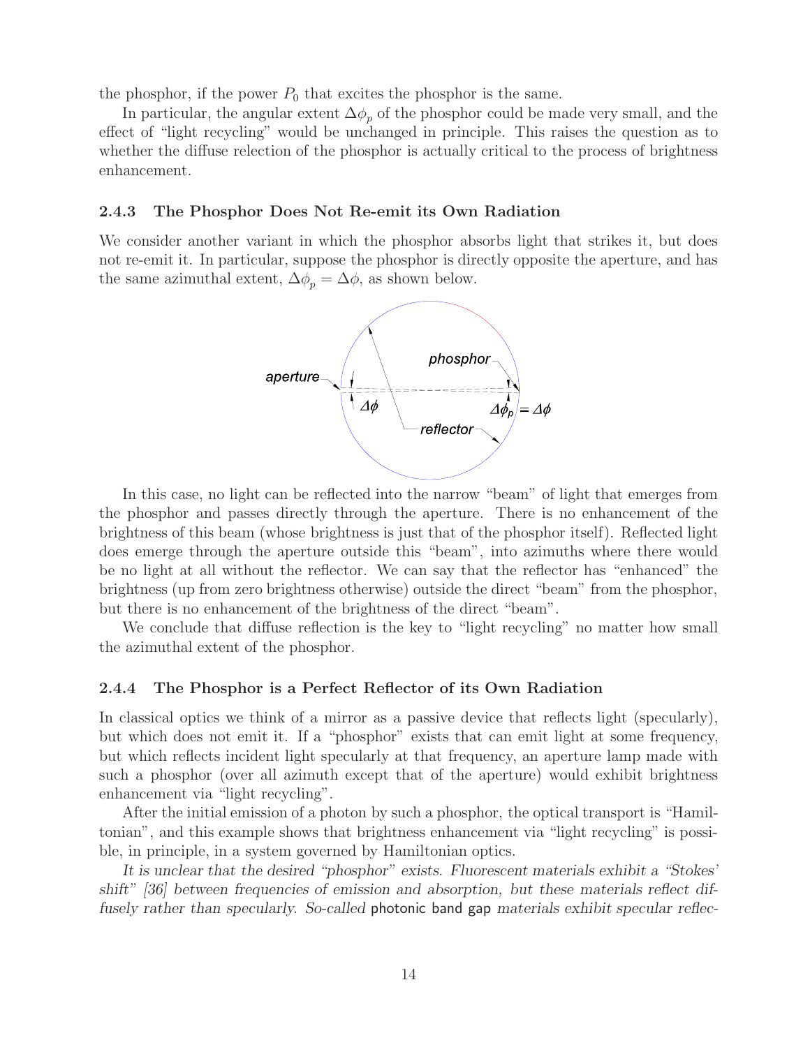the phosphor, if the power $P_0$ that excites the phosphor is the same.

In particular, the angular extent $\Delta\phi_p$ of the phosphor could be made very small, and the effect of "light recycling" would be unchanged in principle. This raises the question as to whether the diffuse relection of the phosphor is actually critical to the process of brightness enhancement.

### 2.4.3 The Phosphor Does Not Re-emit its Own Radiation

We consider another variant in which the phosphor absorbs light that strikes it, but does not re-emit it. In particular, suppose the phosphor is directly opposite the aperture, and has the same azimuthal extent, $\Delta\phi_p = \Delta\phi$, as shown below.

In this case, no light can be reflected into the narrow "beam" of light that emerges from the phosphor and passes directly through the aperture. There is no enhancement of the brightness of this beam (whose brightness is just that of the phosphor itself). Reflected light does emerge through the aperture outside this "beam", into azimuths where there would be no light at all without the reflector. We can say that the reflector has "enhanced" the brightness (up from zero brightness otherwise) outside the direct "beam" from the phosphor, but there is no enhancement of the brightness of the direct "beam".

We conclude that diffuse reflection is the key to "light recycling" no matter how small the azimuthal extent of the phosphor.

### 2.4.4 The Phosphor is a Perfect Reflector of its Own Radiation

In classical optics we think of a mirror as a passive device that reflects light (specularly), but which does not emit it. If a "phosphor" exists that can emit light at some frequency, but which reflects incident light specularly at that frequency, an aperture lamp made with such a phosphor (over all azimuth except that of the aperture) would exhibit brightness enhancement via "light recycling".

After the initial emission of a photon by such a phosphor, the optical transport is "Hamiltonian", and this example shows that brightness enhancement via "light recycling" is possible, in principle, in a system governed by Hamiltonian optics.

*It is unclear that the desired "phosphor" exists. Fluorescent materials exhibit a "Stokes' shift" [36] between frequencies of emission and absorption, but these materials reflect diffusely rather than specularly. So-called* photonic band gap *materials exhibit specular reflec-*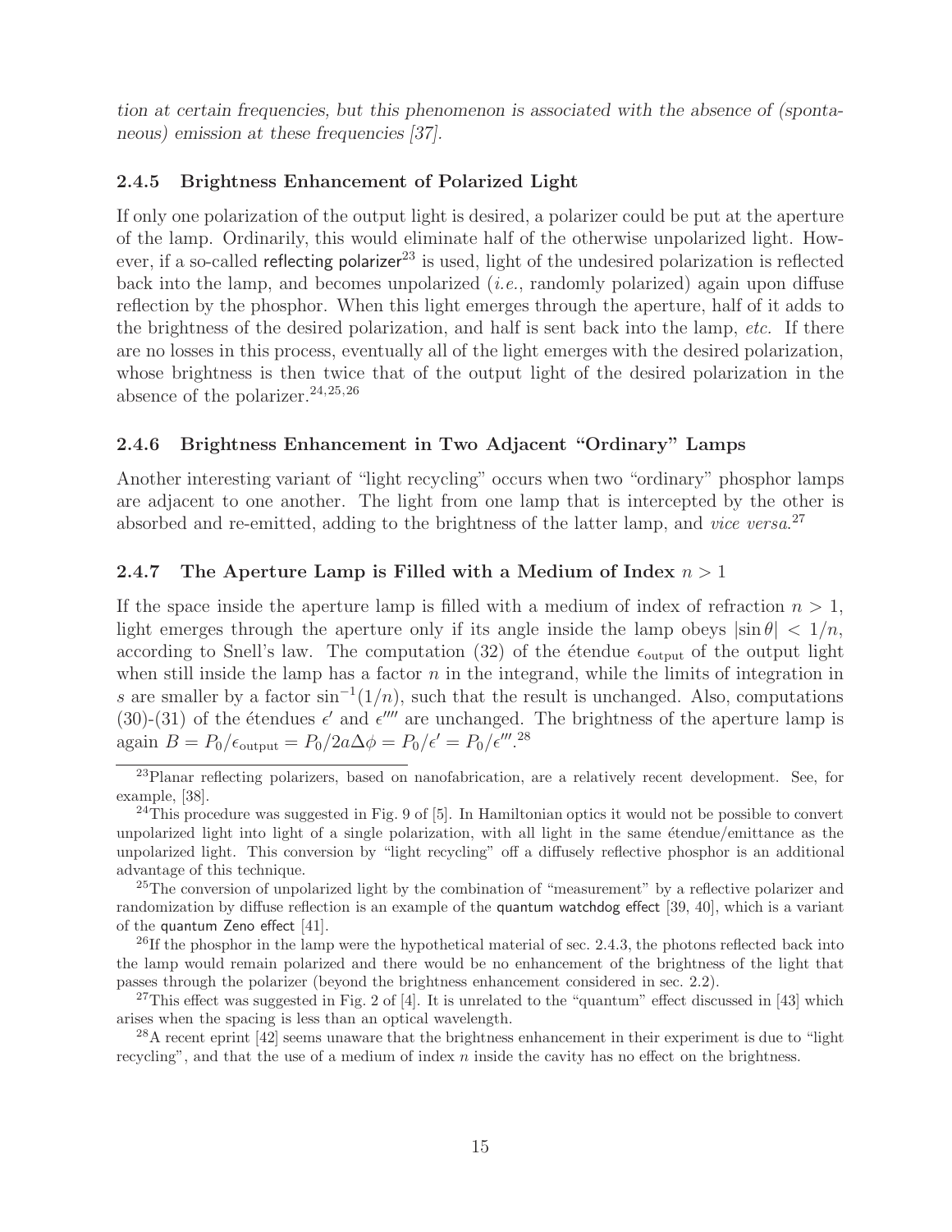*tion at certain frequencies, but this phenomenon is associated with the absence of (spontaneous) emission at these frequencies [37].*

### 2.4.5 Brightness Enhancement of Polarized Light

If only one polarization of the output light is desired, a polarizer could be put at the aperture of the lamp. Ordinarily, this would eliminate half of the otherwise unpolarized light. However, if a so-called reflecting polarizer[23] is used, light of the undesired polarization is reflected back into the lamp, and becomes unpolarized (*i.e.*, randomly polarized) again upon diffuse reflection by the phosphor. When this light emerges through the aperture, half of it adds to the brightness of the desired polarization, and half is sent back into the lamp, *etc.* If there are no losses in this process, eventually all of the light emerges with the desired polarization, whose brightness is then twice that of the output light of the desired polarization in the absence of the polarizer.[24,25,26]

### 2.4.6 Brightness Enhancement in Two Adjacent "Ordinary" Lamps

Another interesting variant of "light recycling" occurs when two "ordinary" phosphor lamps are adjacent to one another. The light from one lamp that is intercepted by the other is absorbed and re-emitted, adding to the brightness of the latter lamp, and *vice versa*.[27]

### 2.4.7 The Aperture Lamp is Filled with a Medium of Index $n > 1$

If the space inside the aperture lamp is filled with a medium of index of refraction $n > 1$, light emerges through the aperture only if its angle inside the lamp obeys $|\sin\theta| < 1/n$, according to Snell's law. The computation (32) of the étendue $\epsilon_{\rm output}$ of the output light when still inside the lamp has a factor $n$ in the integrand, while the limits of integration in $s$ are smaller by a factor $\sin^{-1}(1/n)$, such that the result is unchanged. Also, computations (30)-(31) of the étendues $\epsilon'$ and $\epsilon'''$ are unchanged. The brightness of the aperture lamp is again $B = P_0/\epsilon_{\rm output} = P_0/2a\Delta\phi = P_0/\epsilon' = P_0/\epsilon'''$.[28]

---

[23] Planar reflecting polarizers, based on nanofabrication, are a relatively recent development. See, for example, [38].

[24] This procedure was suggested in Fig. 9 of [5]. In Hamiltonian optics it would not be possible to convert unpolarized light into light of a single polarization, with all light in the same étendue/emittance as the unpolarized light. This conversion by "light recycling" off a diffusely reflective phosphor is an additional advantage of this technique.

[25] The conversion of unpolarized light by the combination of "measurement" by a reflective polarizer and randomization by diffuse reflection is an example of the quantum watchdog effect [39, 40], which is a variant of the quantum Zeno effect [41].

[26] If the phosphor in the lamp were the hypothetical material of sec. 2.4.3, the photons reflected back into the lamp would remain polarized and there would be no enhancement of the brightness of the light that passes through the polarizer (beyond the brightness enhancement considered in sec. 2.2).

[27] This effect was suggested in Fig. 2 of [4]. It is unrelated to the "quantum" effect discussed in [43] which arises when the spacing is less than an optical wavelength.

[28] A recent eprint [42] seems unaware that the brightness enhancement in their experiment is due to "light recycling", and that the use of a medium of index $n$ inside the cavity has no effect on the brightness.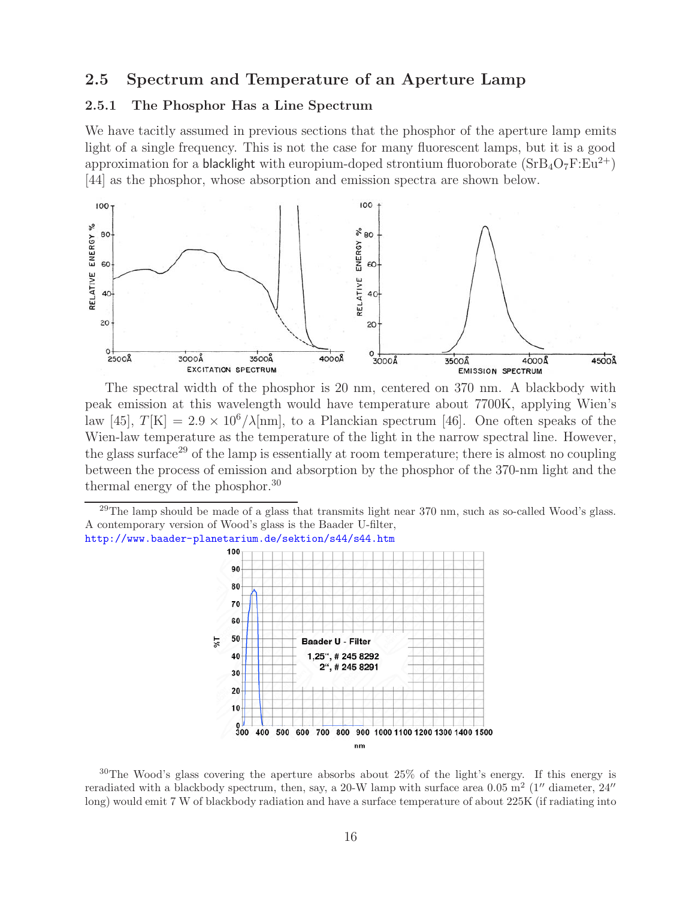## 2.5 Spectrum and Temperature of an Aperture Lamp

### 2.5.1 The Phosphor Has a Line Spectrum

We have tacitly assumed in previous sections that the phosphor of the aperture lamp emits light of a single frequency. This is not the case for many fluorescent lamps, but it is a good approximation for a blacklight with europium-doped strontium fluoroborate ($SrB_4O_7F:Eu^{2+}$) [44] as the phosphor, whose absorption and emission spectra are shown below.

The spectral width of the phosphor is 20 nm, centered on 370 nm. A blackbody with peak emission at this wavelength would have temperature about 7700K, applying Wien's law [45], $T[\mathrm{K}] = 2.9 \times 10^6/\lambda[\mathrm{nm}]$, to a Planckian spectrum [46]. One often speaks of the Wien-law temperature as the temperature of the light in the narrow spectral line. However, the glass surface[29] of the lamp is essentially at room temperature; there is almost no coupling between the process of emission and absorption by the phosphor of the 370-nm light and the thermal energy of the phosphor.[30]

---

[29] The lamp should be made of a glass that transmits light near 370 nm, such as so-called Wood's glass. A contemporary version of Wood's glass is the Baader U-filter, http://www.baader-planetarium.de/sektion/s44/s44.htm

[30] The Wood's glass covering the aperture absorbs about 25% of the light's energy. If this energy is reradiated with a blackbody spectrum, then, say, a 20-W lamp with surface area 0.05 m$^2$ (1″ diameter, 24″ long) would emit 7 W of blackbody radiation and have a surface temperature of about 225K (if radiating into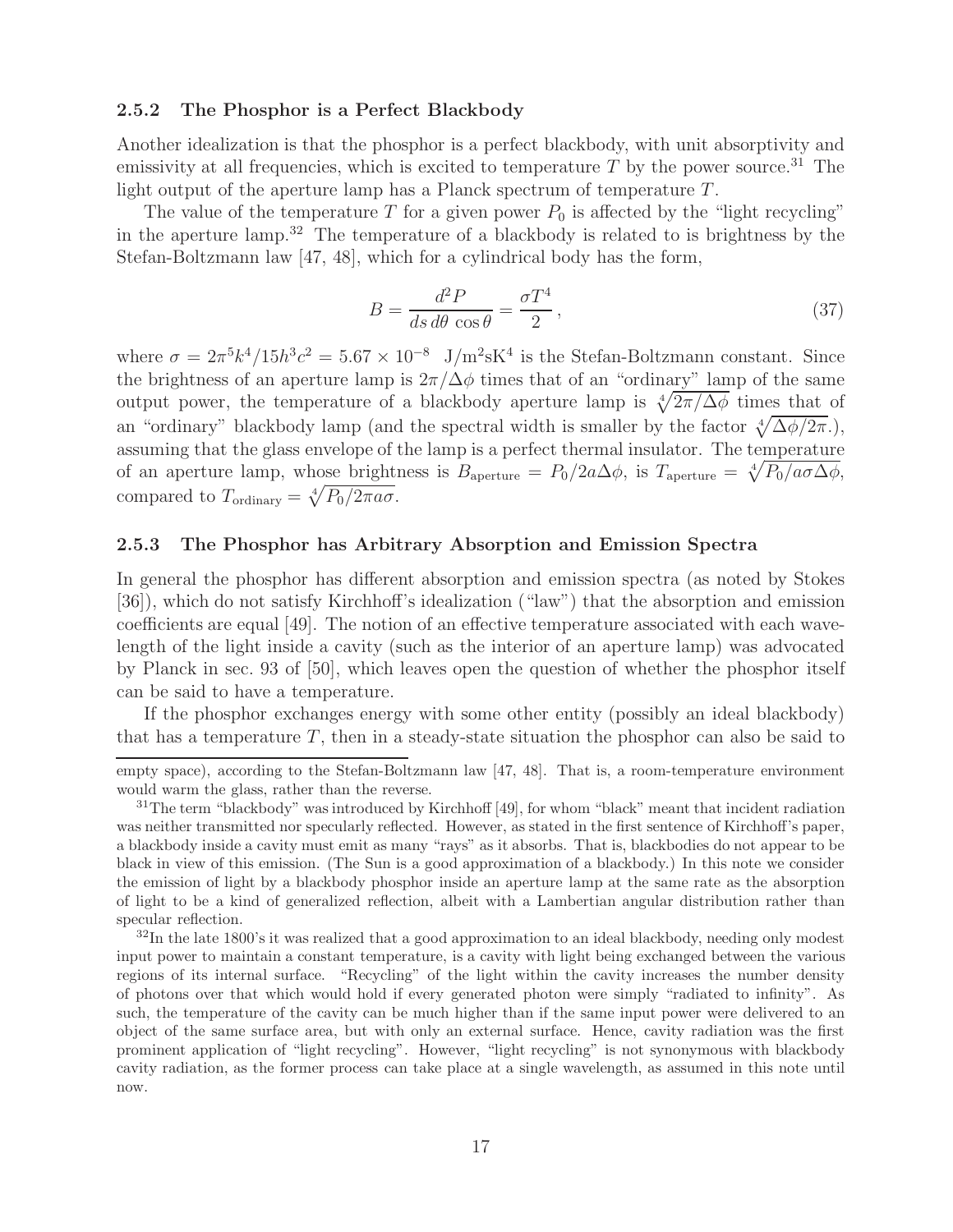### 2.5.2 The Phosphor is a Perfect Blackbody

Another idealization is that the phosphor is a perfect blackbody, with unit absorptivity and emissivity at all frequencies, which is excited to temperature $T$ by the power source.[31] The light output of the aperture lamp has a Planck spectrum of temperature $T$.

The value of the temperature $T$ for a given power $P_0$ is affected by the "light recycling" in the aperture lamp.[32] The temperature of a blackbody is related to is brightness by the Stefan-Boltzmann law [47, 48], which for a cylindrical body has the form,

$$B = \frac{d^2P}{ds\, d\theta\, \cos\theta} = \frac{\sigma T^4}{2}\,, \tag{37}$$

where $\sigma = 2\pi^5 k^4/15h^3c^2 = 5.67 \times 10^{-8}$ J/m$^2$sK$^4$ is the Stefan-Boltzmann constant. Since the brightness of an aperture lamp is $2\pi/\Delta\phi$ times that of an "ordinary" lamp of the same output power, the temperature of a blackbody aperture lamp is $\sqrt[4]{2\pi/\Delta\phi}$ times that of an "ordinary" blackbody lamp (and the spectral width is smaller by the factor $\sqrt[4]{\Delta\phi/2\pi}$.), assuming that the glass envelope of the lamp is a perfect thermal insulator. The temperature of an aperture lamp, whose brightness is $B_{\rm aperture} = P_0/2a\Delta\phi$, is $T_{\rm aperture} = \sqrt[4]{P_0/a\sigma\Delta\phi}$, compared to $T_{\rm ordinary} = \sqrt[4]{P_0/2\pi a\sigma}$.

### 2.5.3 The Phosphor has Arbitrary Absorption and Emission Spectra

In general the phosphor has different absorption and emission spectra (as noted by Stokes [36]), which do not satisfy Kirchhoff's idealization ("law") that the absorption and emission coefficients are equal [49]. The notion of an effective temperature associated with each wavelength of the light inside a cavity (such as the interior of an aperture lamp) was advocated by Planck in sec. 93 of [50], which leaves open the question of whether the phosphor itself can be said to have a temperature.

If the phosphor exchanges energy with some other entity (possibly an ideal blackbody) that has a temperature $T$, then in a steady-state situation the phosphor can also be said to

---

empty space), according to the Stefan-Boltzmann law [47, 48]. That is, a room-temperature environment would warm the glass, rather than the reverse.

[31] The term "blackbody" was introduced by Kirchhoff [49], for whom "black" meant that incident radiation was neither transmitted nor specularly reflected. However, as stated in the first sentence of Kirchhoff's paper, a blackbody inside a cavity must emit as many "rays" as it absorbs. That is, blackbodies do not appear to be black in view of this emission. (The Sun is a good approximation of a blackbody.) In this note we consider the emission of light by a blackbody phosphor inside an aperture lamp at the same rate as the absorption of light to be a kind of generalized reflection, albeit with a Lambertian angular distribution rather than specular reflection.

[32] In the late 1800's it was realized that a good approximation to an ideal blackbody, needing only modest input power to maintain a constant temperature, is a cavity with light being exchanged between the various regions of its internal surface. "Recycling" of the light within the cavity increases the number density of photons over that which would hold if every generated photon were simply "radiated to infinity". As such, the temperature of the cavity can be much higher than if the same input power were delivered to an object of the same surface area, but with only an external surface. Hence, cavity radiation was the first prominent application of "light recycling". However, "light recycling" is not synonymous with blackbody cavity radiation, as the former process can take place at a single wavelength, as assumed in this note until now.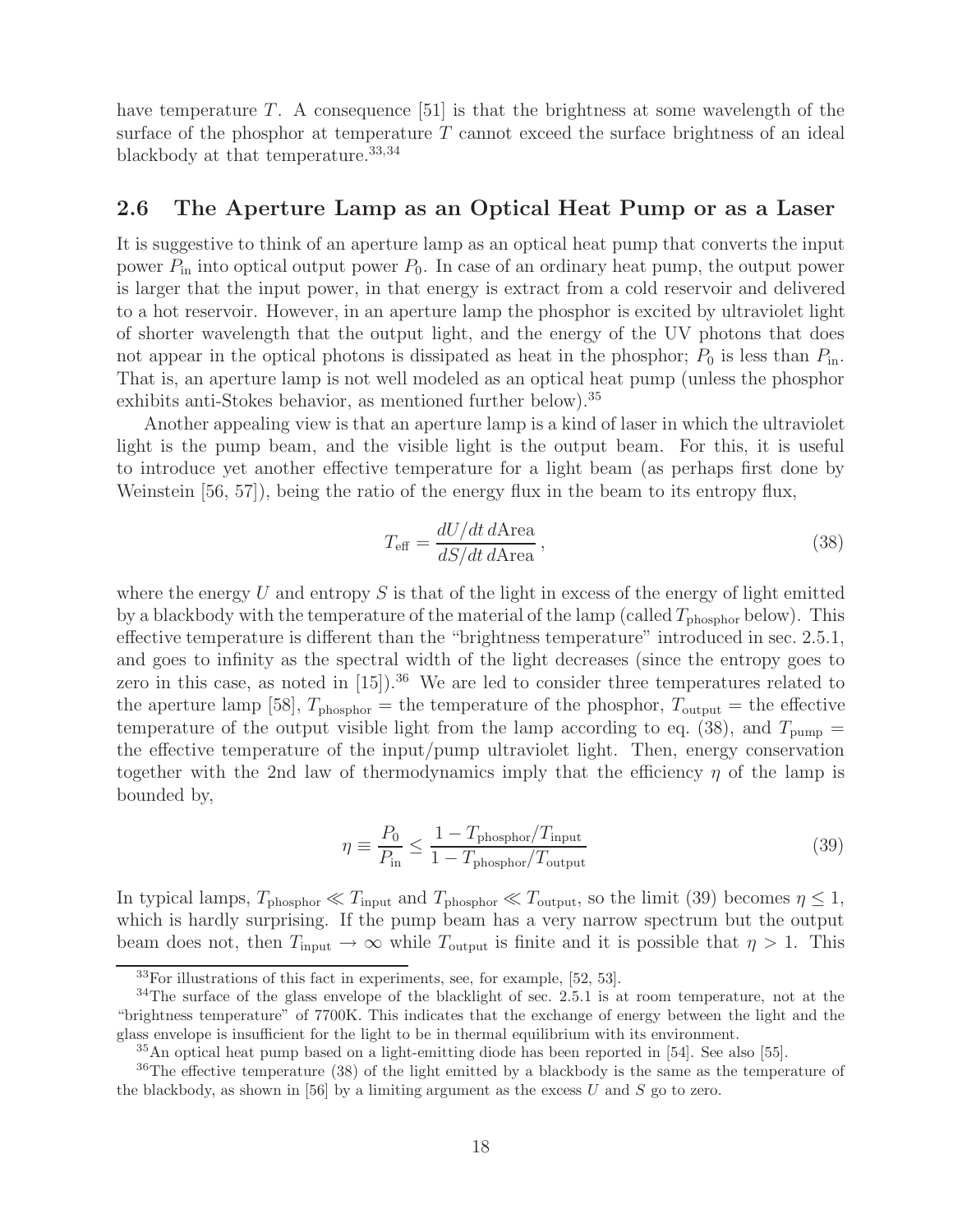have temperature $T$. A consequence [51] is that the brightness at some wavelength of the surface of the phosphor at temperature $T$ cannot exceed the surface brightness of an ideal blackbody at that temperature.[33,34]

## 2.6 The Aperture Lamp as an Optical Heat Pump or as a Laser

It is suggestive to think of an aperture lamp as an optical heat pump that converts the input power $P_{\rm in}$ into optical output power $P_0$. In case of an ordinary heat pump, the output power is larger that the input power, in that energy is extract from a cold reservoir and delivered to a hot reservoir. However, in an aperture lamp the phosphor is excited by ultraviolet light of shorter wavelength that the output light, and the energy of the UV photons that does not appear in the optical photons is dissipated as heat in the phosphor; $P_0$ is less than $P_{\rm in}$. That is, an aperture lamp is not well modeled as an optical heat pump (unless the phosphor exhibits anti-Stokes behavior, as mentioned further below).[35]

Another appealing view is that an aperture lamp is a kind of laser in which the ultraviolet light is the pump beam, and the visible light is the output beam. For this, it is useful to introduce yet another effective temperature for a light beam (as perhaps first done by Weinstein [56, 57]), being the ratio of the energy flux in the beam to its entropy flux,

$$T_{\rm eff} = \frac{dU/dt\, d{\rm Area}}{dS/dt\, d{\rm Area}}\,, \tag{38}$$

where the energy $U$ and entropy $S$ is that of the light in excess of the energy of light emitted by a blackbody with the temperature of the material of the lamp (called $T_{\rm phosphor}$ below). This effective temperature is different than the "brightness temperature" introduced in sec. 2.5.1, and goes to infinity as the spectral width of the light decreases (since the entropy goes to zero in this case, as noted in [15]).[36] We are led to consider three temperatures related to the aperture lamp [58], $T_{\rm phosphor}$ = the temperature of the phosphor, $T_{\rm output}$ = the effective temperature of the output visible light from the lamp according to eq. (38), and $T_{\rm pump}$ = the effective temperature of the input/pump ultraviolet light. Then, energy conservation together with the 2nd law of thermodynamics imply that the efficiency $\eta$ of the lamp is bounded by,

$$\eta \equiv \frac{P_0}{P_{\rm in}} \leq \frac{1 - T_{\rm phosphor}/T_{\rm input}}{1 - T_{\rm phosphor}/T_{\rm output}} \tag{39}$$

In typical lamps, $T_{\rm phosphor} \ll T_{\rm input}$ and $T_{\rm phosphor} \ll T_{\rm output}$, so the limit (39) becomes $\eta \leq 1$, which is hardly surprising. If the pump beam has a very narrow spectrum but the output beam does not, then $T_{\rm input} \to \infty$ while $T_{\rm output}$ is finite and it is possible that $\eta > 1$. This

---

[33] For illustrations of this fact in experiments, see, for example, [52, 53].

[34] The surface of the glass envelope of the blacklight of sec. 2.5.1 is at room temperature, not at the "brightness temperature" of 7700K. This indicates that the exchange of energy between the light and the glass envelope is insufficient for the light to be in thermal equilibrium with its environment.

[35] An optical heat pump based on a light-emitting diode has been reported in [54]. See also [55].

[36] The effective temperature (38) of the light emitted by a blackbody is the same as the temperature of the blackbody, as shown in [56] by a limiting argument as the excess $U$ and $S$ go to zero.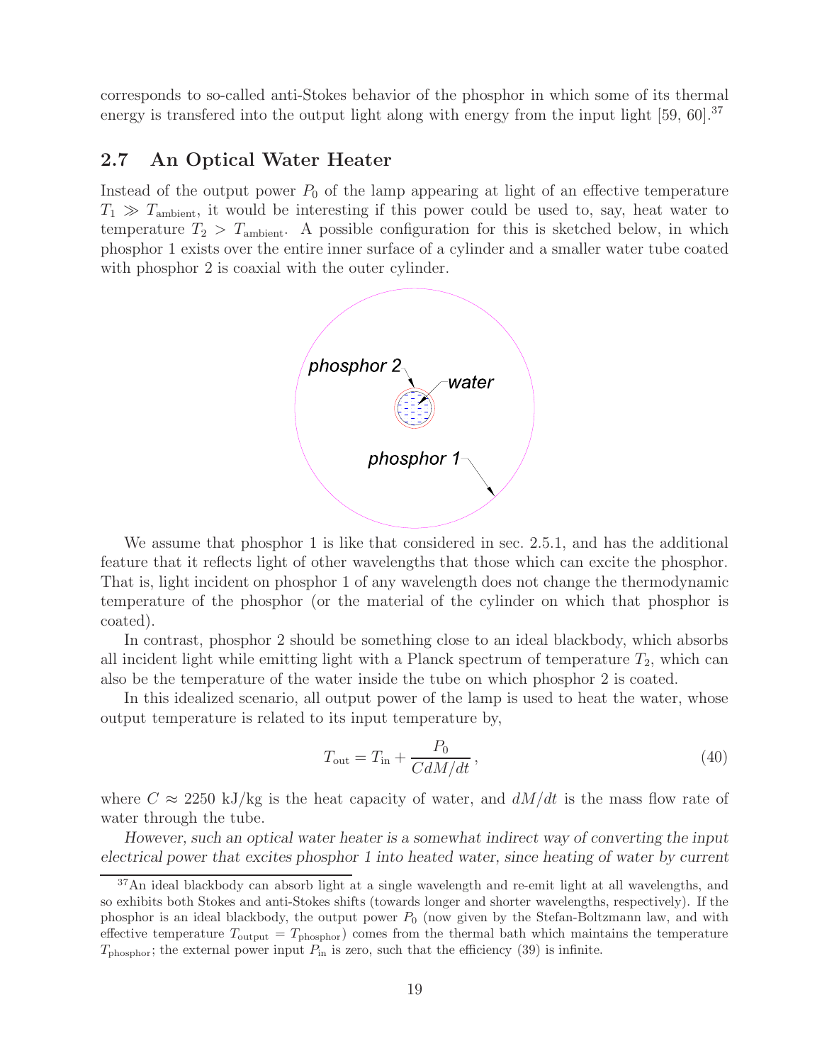corresponds to so-called anti-Stokes behavior of the phosphor in which some of its thermal energy is transfered into the output light along with energy from the input light [59, 60].[37]

## 2.7 An Optical Water Heater

Instead of the output power $P_0$ of the lamp appearing at light of an effective temperature $T_1 \gg T_{\rm ambient}$, it would be interesting if this power could be used to, say, heat water to temperature $T_2 > T_{\rm ambient}$. A possible configuration for this is sketched below, in which phosphor 1 exists over the entire inner surface of a cylinder and a smaller water tube coated with phosphor 2 is coaxial with the outer cylinder.

phosphor 2

water

phosphor 1

We assume that phosphor 1 is like that considered in sec. 2.5.1, and has the additional feature that it reflects light of other wavelengths that those which can excite the phosphor. That is, light incident on phosphor 1 of any wavelength does not change the thermodynamic temperature of the phosphor (or the material of the cylinder on which that phosphor is coated).

In contrast, phosphor 2 should be something close to an ideal blackbody, which absorbs all incident light while emitting light with a Planck spectrum of temperature $T_2$, which can also be the temperature of the water inside the tube on which phosphor 2 is coated.

In this idealized scenario, all output power of the lamp is used to heat the water, whose output temperature is related to its input temperature by,

$$T_{\rm out} = T_{\rm in} + \frac{P_0}{C dM/dt}\,, \tag{40}$$

where $C \approx 2250$ kJ/kg is the heat capacity of water, and $dM/dt$ is the mass flow rate of water through the tube.

*However, such an optical water heater is a somewhat indirect way of converting the input electrical power that excites phosphor 1 into heated water, since heating of water by current*

[37] An ideal blackbody can absorb light at a single wavelength and re-emit light at all wavelengths, and so exhibits both Stokes and anti-Stokes shifts (towards longer and shorter wavelengths, respectively). If the phosphor is an ideal blackbody, the output power $P_0$ (now given by the Stefan-Boltzmann law, and with effective temperature $T_{\rm output} = T_{\rm phosphor}$) comes from the thermal bath which maintains the temperature $T_{\rm phosphor}$; the external power input $P_{\rm in}$ is zero, such that the efficiency (39) is infinite.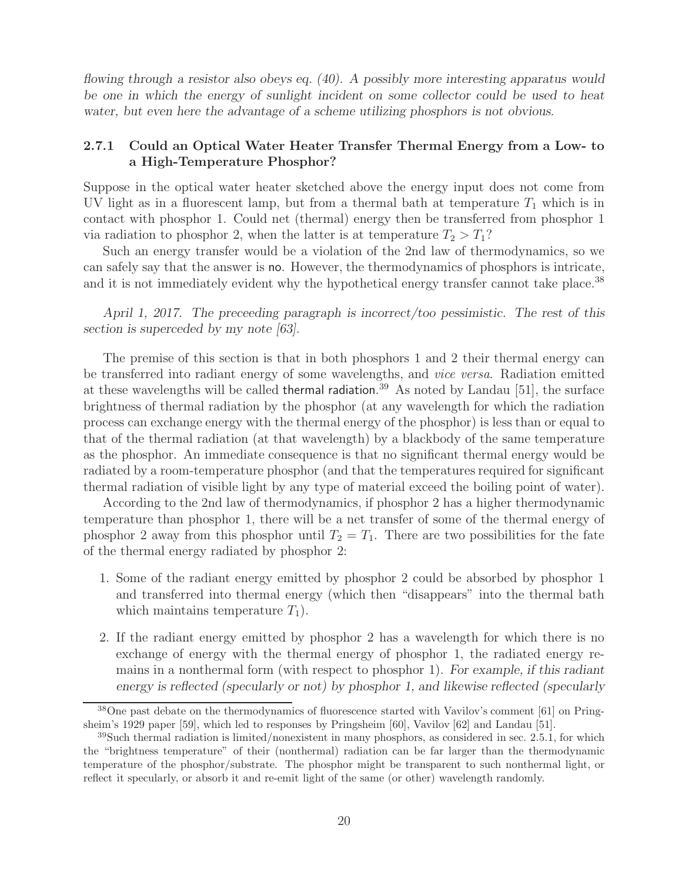*flowing through a resistor also obeys eq. (40). A possibly more interesting apparatus would be one in which the energy of sunlight incident on some collector could be used to heat water, but even here the advantage of a scheme utilizing phosphors is not obvious.*

### 2.7.1 Could an Optical Water Heater Transfer Thermal Energy from a Low- to a High-Temperature Phosphor?

Suppose in the optical water heater sketched above the energy input does not come from UV light as in a fluorescent lamp, but from a thermal bath at temperature $T_1$ which is in contact with phosphor 1. Could net (thermal) energy then be transferred from phosphor 1 via radiation to phosphor 2, when the latter is at temperature $T_2 > T_1$?

Such an energy transfer would be a violation of the 2nd law of thermodynamics, so we can safely say that the answer is no. However, the thermodynamics of phosphors is intricate, and it is not immediately evident why the hypothetical energy transfer cannot take place.[38]

*April 1, 2017. The preceeding paragraph is incorrect/too pessimistic. The rest of this section is superceded by my note [63].*

The premise of this section is that in both phosphors 1 and 2 their thermal energy can be transferred into radiant energy of some wavelengths, and *vice versa*. Radiation emitted at these wavelengths will be called thermal radiation.[39] As noted by Landau [51], the surface brightness of thermal radiation by the phosphor (at any wavelength for which the radiation process can exchange energy with the thermal energy of the phosphor) is less than or equal to that of the thermal radiation (at that wavelength) by a blackbody of the same temperature as the phosphor. An immediate consequence is that no significant thermal energy would be radiated by a room-temperature phosphor (and that the temperatures required for significant thermal radiation of visible light by any type of material exceed the boiling point of water).

According to the 2nd law of thermodynamics, if phosphor 2 has a higher thermodynamic temperature than phosphor 1, there will be a net transfer of some of the thermal energy of phosphor 2 away from this phosphor until $T_2 = T_1$. There are two possibilities for the fate of the thermal energy radiated by phosphor 2:

1. Some of the radiant energy emitted by phosphor 2 could be absorbed by phosphor 1 and transferred into thermal energy (which then "disappears" into the thermal bath which maintains temperature $T_1$).

2. If the radiant energy emitted by phosphor 2 has a wavelength for which there is no exchange of energy with the thermal energy of phosphor 1, the radiated energy remains in a nonthermal form (with respect to phosphor 1). *For example, if this radiant energy is reflected (specularly or not) by phosphor 1, and likewise reflected (specularly*

[38] One past debate on the thermodynamics of fluorescence started with Vavilov's comment [61] on Pringsheim's 1929 paper [59], which led to responses by Pringsheim [60], Vavilov [62] and Landau [51].

[39] Such thermal radiation is limited/nonexistent in many phosphors, as considered in sec. 2.5.1, for which the "brightness temperature" of their (nonthermal) radiation can be far larger than the thermodynamic temperature of the phosphor/substrate. The phosphor might be transparent to such nonthermal light, or reflect it specularly, or absorb it and re-emit light of the same (or other) wavelength randomly.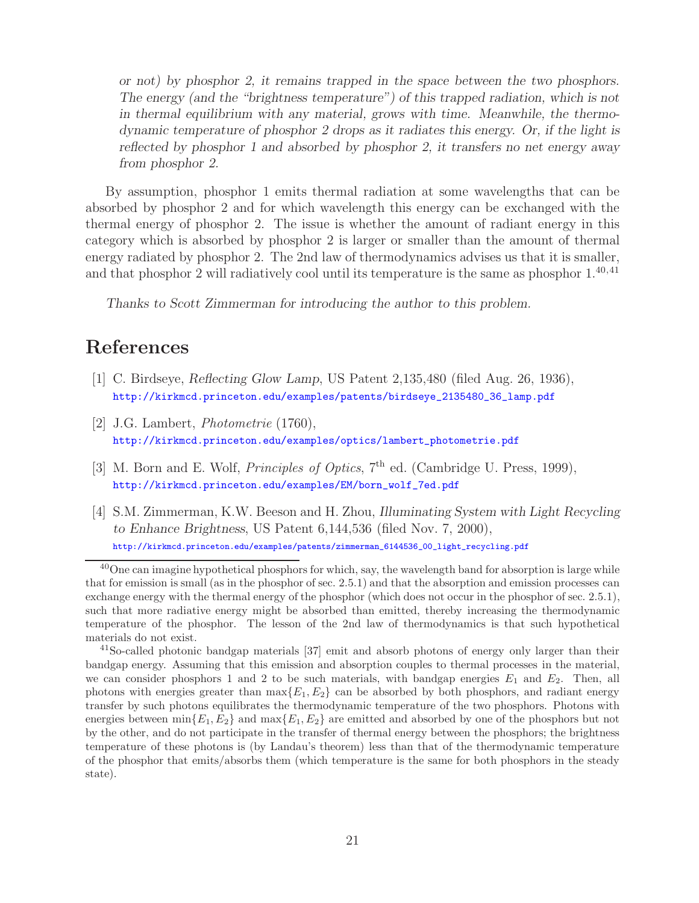*or not) by phosphor 2, it remains trapped in the space between the two phosphors. The energy (and the "brightness temperature") of this trapped radiation, which is not in thermal equilibrium with any material, grows with time. Meanwhile, the thermodynamic temperature of phosphor 2 drops as it radiates this energy. Or, if the light is reflected by phosphor 1 and absorbed by phosphor 2, it transfers no net energy away from phosphor 2.*

By assumption, phosphor 1 emits thermal radiation at some wavelengths that can be absorbed by phosphor 2 and for which wavelength this energy can be exchanged with the thermal energy of phosphor 2. The issue is whether the amount of radiant energy in this category which is absorbed by phosphor 2 is larger or smaller than the amount of thermal energy radiated by phosphor 2. The 2nd law of thermodynamics advises us that it is smaller, and that phosphor 2 will radiatively cool until its temperature is the same as phosphor 1.[40,41]

*Thanks to Scott Zimmerman for introducing the author to this problem.*

# References

[1] C. Birdseye, *Reflecting Glow Lamp*, US Patent 2,135,480 (filed Aug. 26, 1936), http://kirkmcd.princeton.edu/examples/patents/birdseye_2135480_36_lamp.pdf

[2] J.G. Lambert, *Photometrie* (1760), http://kirkmcd.princeton.edu/examples/optics/lambert_photometrie.pdf

[3] M. Born and E. Wolf, *Principles of Optics*, 7th ed. (Cambridge U. Press, 1999), http://kirkmcd.princeton.edu/examples/EM/born_wolf_7ed.pdf

[4] S.M. Zimmerman, K.W. Beeson and H. Zhou, *Illuminating System with Light Recycling to Enhance Brightness*, US Patent 6,144,536 (filed Nov. 7, 2000), http://kirkmcd.princeton.edu/examples/patents/zimmerman_6144536_00_light_recycling.pdf

---

[40] One can imagine hypothetical phosphors for which, say, the wavelength band for absorption is large while that for emission is small (as in the phosphor of sec. 2.5.1) and that the absorption and emission processes can exchange energy with the thermal energy of the phosphor (which does not occur in the phosphor of sec. 2.5.1), such that more radiative energy might be absorbed than emitted, thereby increasing the thermodynamic temperature of the phosphor. The lesson of the 2nd law of thermodynamics is that such hypothetical materials do not exist.

[41] So-called photonic bandgap materials [37] emit and absorb photons of energy only larger than their bandgap energy. Assuming that this emission and absorption couples to thermal processes in the material, we can consider phosphors 1 and 2 to be such materials, with bandgap energies $E_1$ and $E_2$. Then, all photons with energies greater than $\max\{E_1, E_2\}$ can be absorbed by both phosphors, and radiant energy transfer by such photons equilibrates the thermodynamic temperature of the two phosphors. Photons with energies between $\min\{E_1, E_2\}$ and $\max\{E_1, E_2\}$ are emitted and absorbed by one of the phosphors but not by the other, and do not participate in the transfer of thermal energy between the phosphors; the brightness temperature of these photons is (by Landau's theorem) less than that of the thermodynamic temperature of the phosphor that emits/absorbs them (which temperature is the same for both phosphors in the steady state).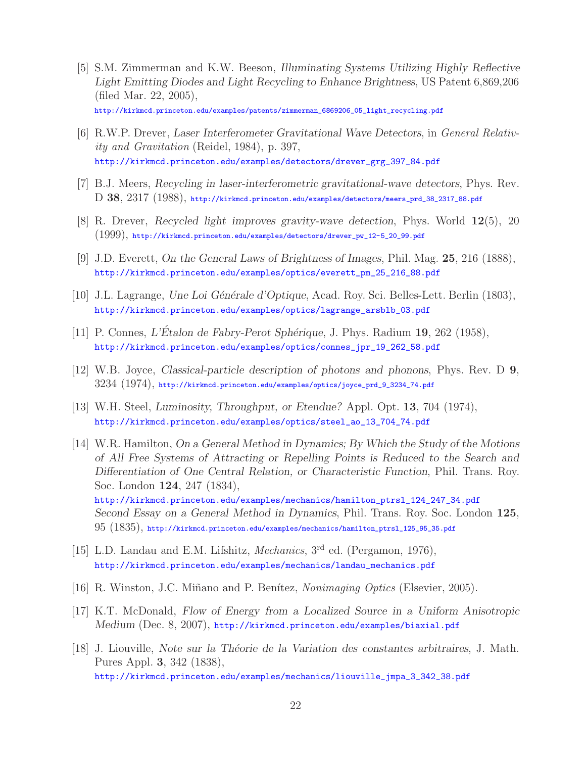[5] S.M. Zimmerman and K.W. Beeson, *Illuminating Systems Utilizing Highly Reflective Light Emitting Diodes and Light Recycling to Enhance Brightness*, US Patent 6,869,206 (filed Mar. 22, 2005),
http://kirkmcd.princeton.edu/examples/patents/zimmerman_6869206_05_light_recycling.pdf

[6] R.W.P. Drever, *Laser Interferometer Gravitational Wave Detectors*, in *General Relativity and Gravitation* (Reidel, 1984), p. 397,
http://kirkmcd.princeton.edu/examples/detectors/drever_grg_397_84.pdf

[7] B.J. Meers, *Recycling in laser-interferometric gravitational-wave detectors*, Phys. Rev. D **38**, 2317 (1988), http://kirkmcd.princeton.edu/examples/detectors/meers_prd_38_2317_88.pdf

[8] R. Drever, *Recycled light improves gravity-wave detection*, Phys. World **12**(5), 20 (1999), http://kirkmcd.princeton.edu/examples/detectors/drever_pw_12-5_20_99.pdf

[9] J.D. Everett, *On the General Laws of Brightness of Images*, Phil. Mag. **25**, 216 (1888),
http://kirkmcd.princeton.edu/examples/optics/everett_pm_25_216_88.pdf

[10] J.L. Lagrange, *Une Loi Générale d'Optique*, Acad. Roy. Sci. Belles-Lett. Berlin (1803),
http://kirkmcd.princeton.edu/examples/optics/lagrange_arsblb_03.pdf

[11] P. Connes, *L'Étalon de Fabry-Perot Sphérique*, J. Phys. Radium **19**, 262 (1958),
http://kirkmcd.princeton.edu/examples/optics/connes_jpr_19_262_58.pdf

[12] W.B. Joyce, *Classical-particle description of photons and phonons*, Phys. Rev. D **9**, 3234 (1974), http://kirkmcd.princeton.edu/examples/optics/joyce_prd_9_3234_74.pdf

[13] W.H. Steel, *Luminosity, Throughput, or Etendue?* Appl. Opt. **13**, 704 (1974),
http://kirkmcd.princeton.edu/examples/optics/steel_ao_13_704_74.pdf

[14] W.R. Hamilton, *On a General Method in Dynamics; By Which the Study of the Motions of All Free Systems of Attracting or Repelling Points is Reduced to the Search and Differentiation of One Central Relation, or Characteristic Function*, Phil. Trans. Roy. Soc. London **124**, 247 (1834),
http://kirkmcd.princeton.edu/examples/mechanics/hamilton_ptrsl_124_247_34.pdf
*Second Essay on a General Method in Dynamics*, Phil. Trans. Roy. Soc. London **125**, 95 (1835), http://kirkmcd.princeton.edu/examples/mechanics/hamilton_ptrsl_125_95_35.pdf

[15] L.D. Landau and E.M. Lifshitz, *Mechanics*, 3rd ed. (Pergamon, 1976),
http://kirkmcd.princeton.edu/examples/mechanics/landau_mechanics.pdf

[16] R. Winston, J.C. Miñano and P. Benítez, *Nonimaging Optics* (Elsevier, 2005).

[17] K.T. McDonald, *Flow of Energy from a Localized Source in a Uniform Anisotropic Medium* (Dec. 8, 2007), http://kirkmcd.princeton.edu/examples/biaxial.pdf

[18] J. Liouville, *Note sur la Théorie de la Variation des constantes arbitraires*, J. Math. Pures Appl. **3**, 342 (1838),
http://kirkmcd.princeton.edu/examples/mechanics/liouville_jmpa_3_342_38.pdf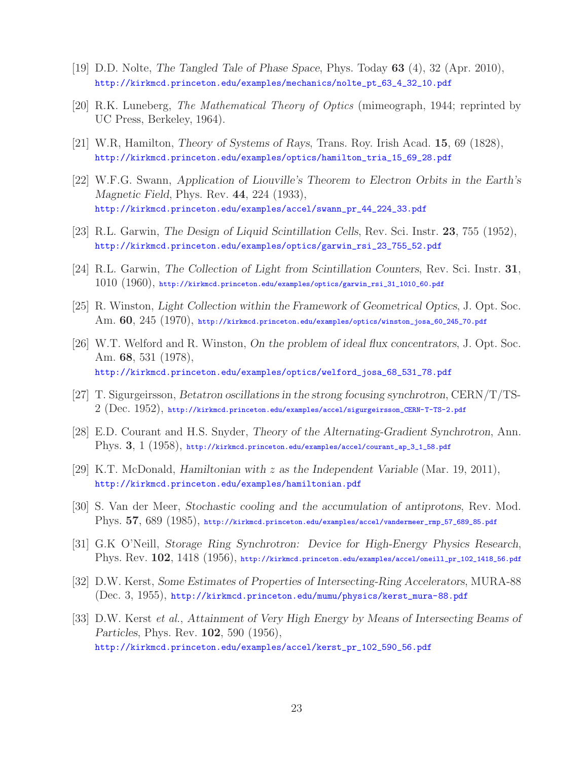[19] D.D. Nolte, *The Tangled Tale of Phase Space*, Phys. Today **63** (4), 32 (Apr. 2010),
http://kirkmcd.princeton.edu/examples/mechanics/nolte_pt_63_4_32_10.pdf

[20] R.K. Luneberg, *The Mathematical Theory of Optics* (mimeograph, 1944; reprinted by UC Press, Berkeley, 1964).

[21] W.R, Hamilton, *Theory of Systems of Rays*, Trans. Roy. Irish Acad. **15**, 69 (1828),
http://kirkmcd.princeton.edu/examples/optics/hamilton_tria_15_69_28.pdf

[22] W.F.G. Swann, *Application of Liouville's Theorem to Electron Orbits in the Earth's Magnetic Field*, Phys. Rev. **44**, 224 (1933),
http://kirkmcd.princeton.edu/examples/accel/swann_pr_44_224_33.pdf

[23] R.L. Garwin, *The Design of Liquid Scintillation Cells*, Rev. Sci. Instr. **23**, 755 (1952),
http://kirkmcd.princeton.edu/examples/optics/garwin_rsi_23_755_52.pdf

[24] R.L. Garwin, *The Collection of Light from Scintillation Counters*, Rev. Sci. Instr. **31**, 1010 (1960), http://kirkmcd.princeton.edu/examples/optics/garwin_rsi_31_1010_60.pdf

[25] R. Winston, *Light Collection within the Framework of Geometrical Optics*, J. Opt. Soc. Am. **60**, 245 (1970), http://kirkmcd.princeton.edu/examples/optics/winston_josa_60_245_70.pdf

[26] W.T. Welford and R. Winston, *On the problem of ideal flux concentrators*, J. Opt. Soc. Am. **68**, 531 (1978),
http://kirkmcd.princeton.edu/examples/optics/welford_josa_68_531_78.pdf

[27] T. Sigurgeirsson, *Betatron oscillations in the strong focusing synchrotron*, CERN/T/TS-2 (Dec. 1952), http://kirkmcd.princeton.edu/examples/accel/sigurgeirsson_CERN-T-TS-2.pdf

[28] E.D. Courant and H.S. Snyder, *Theory of the Alternating-Gradient Synchrotron*, Ann. Phys. **3**, 1 (1958), http://kirkmcd.princeton.edu/examples/accel/courant_ap_3_1_58.pdf

[29] K.T. McDonald, *Hamiltonian with $z$ as the Independent Variable* (Mar. 19, 2011),
http://kirkmcd.princeton.edu/examples/hamiltonian.pdf

[30] S. Van der Meer, *Stochastic cooling and the accumulation of antiprotons*, Rev. Mod. Phys. **57**, 689 (1985), http://kirkmcd.princeton.edu/examples/accel/vandermeer_rmp_57_689_85.pdf

[31] G.K O'Neill, *Storage Ring Synchrotron: Device for High-Energy Physics Research*, Phys. Rev. **102**, 1418 (1956), http://kirkmcd.princeton.edu/examples/accel/oneill_pr_102_1418_56.pdf

[32] D.W. Kerst, *Some Estimates of Properties of Intersecting-Ring Accelerators*, MURA-88 (Dec. 3, 1955), http://kirkmcd.princeton.edu/mumu/physics/kerst_mura-88.pdf

[33] D.W. Kerst *et al.*, *Attainment of Very High Energy by Means of Intersecting Beams of Particles*, Phys. Rev. **102**, 590 (1956),
http://kirkmcd.princeton.edu/examples/accel/kerst_pr_102_590_56.pdf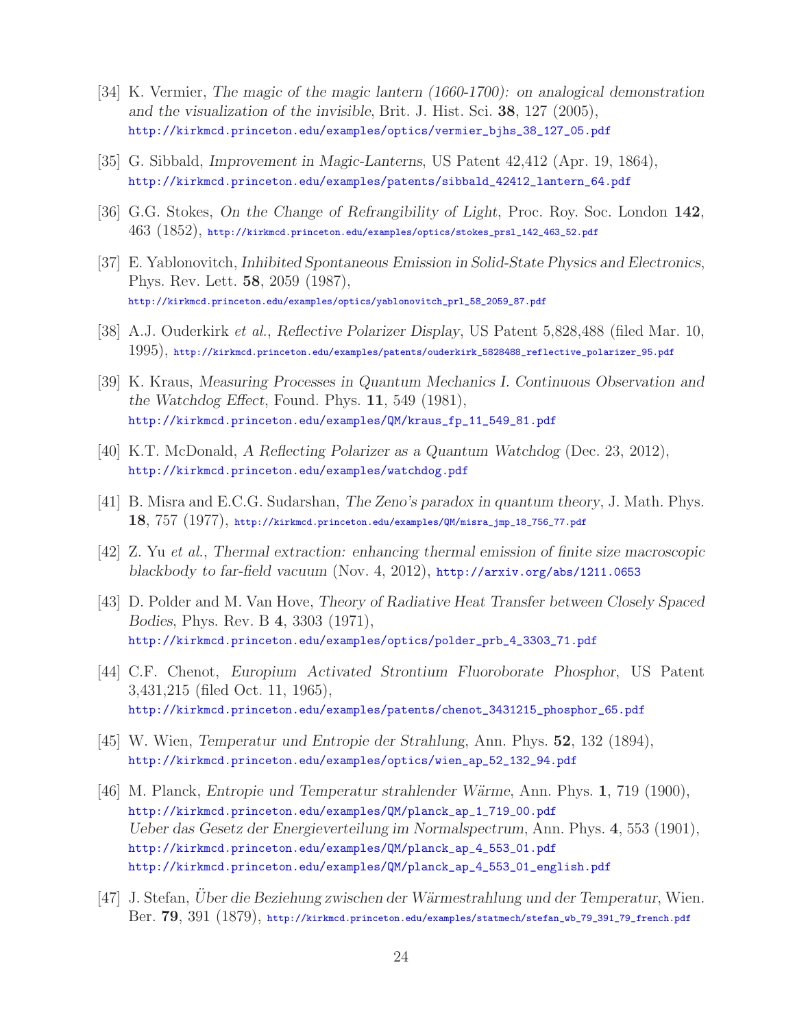[34] K. Vermier, *The magic of the magic lantern (1660-1700): on analogical demonstration and the visualization of the invisible*, Brit. J. Hist. Sci. **38**, 127 (2005), http://kirkmcd.princeton.edu/examples/optics/vermier_bjhs_38_127_05.pdf

[35] G. Sibbald, *Improvement in Magic-Lanterns*, US Patent 42,412 (Apr. 19, 1864), http://kirkmcd.princeton.edu/examples/patents/sibbald_42412_lantern_64.pdf

[36] G.G. Stokes, *On the Change of Refrangibility of Light*, Proc. Roy. Soc. London **142**, 463 (1852), http://kirkmcd.princeton.edu/examples/optics/stokes_prsl_142_463_52.pdf

[37] E. Yablonovitch, *Inhibited Spontaneous Emission in Solid-State Physics and Electronics*, Phys. Rev. Lett. **58**, 2059 (1987), http://kirkmcd.princeton.edu/examples/optics/yablonovitch_prl_58_2059_87.pdf

[38] A.J. Ouderkirk *et al.*, *Reflective Polarizer Display*, US Patent 5,828,488 (filed Mar. 10, 1995), http://kirkmcd.princeton.edu/examples/patents/ouderkirk_5828488_reflective_polarizer_95.pdf

[39] K. Kraus, *Measuring Processes in Quantum Mechanics I. Continuous Observation and the Watchdog Effect*, Found. Phys. **11**, 549 (1981), http://kirkmcd.princeton.edu/examples/QM/kraus_fp_11_549_81.pdf

[40] K.T. McDonald, *A Reflecting Polarizer as a Quantum Watchdog* (Dec. 23, 2012), http://kirkmcd.princeton.edu/examples/watchdog.pdf

[41] B. Misra and E.C.G. Sudarshan, *The Zeno's paradox in quantum theory*, J. Math. Phys. **18**, 757 (1977), http://kirkmcd.princeton.edu/examples/QM/misra_jmp_18_756_77.pdf

[42] Z. Yu *et al.*, *Thermal extraction: enhancing thermal emission of finite size macroscopic blackbody to far-field vacuum* (Nov. 4, 2012), http://arxiv.org/abs/1211.0653

[43] D. Polder and M. Van Hove, *Theory of Radiative Heat Transfer between Closely Spaced Bodies*, Phys. Rev. B **4**, 3303 (1971), http://kirkmcd.princeton.edu/examples/optics/polder_prb_4_3303_71.pdf

[44] C.F. Chenot, *Europium Activated Strontium Fluoroborate Phosphor*, US Patent 3,431,215 (filed Oct. 11, 1965), http://kirkmcd.princeton.edu/examples/patents/chenot_3431215_phosphor_65.pdf

[45] W. Wien, *Temperatur und Entropie der Strahlung*, Ann. Phys. **52**, 132 (1894), http://kirkmcd.princeton.edu/examples/optics/wien_ap_52_132_94.pdf

[46] M. Planck, *Entropie und Temperatur strahlender Wärme*, Ann. Phys. **1**, 719 (1900), http://kirkmcd.princeton.edu/examples/QM/planck_ap_1_719_00.pdf
*Ueber das Gesetz der Energieverteilung im Normalspectrum*, Ann. Phys. **4**, 553 (1901), http://kirkmcd.princeton.edu/examples/QM/planck_ap_4_553_01.pdf
http://kirkmcd.princeton.edu/examples/QM/planck_ap_4_553_01_english.pdf

[47] J. Stefan, *Über die Beziehung zwischen der Wärmestrahlung und der Temperatur*, Wien. Ber. **79**, 391 (1879), http://kirkmcd.princeton.edu/examples/statmech/stefan_wb_79_391_79_french.pdf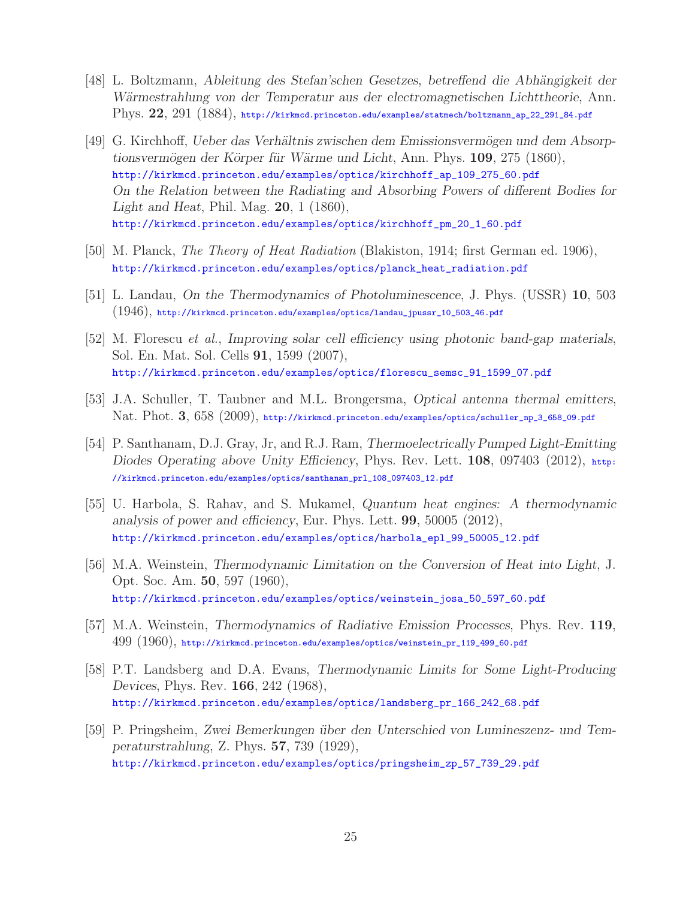[48] L. Boltzmann, *Ableitung des Stefan'schen Gesetzes, betreffend die Abhängigkeit der Wärmestrahlung von der Temperatur aus der electromagnetischen Lichttheorie*, Ann. Phys. **22**, 291 (1884), http://kirkmcd.princeton.edu/examples/statmech/boltzmann_ap_22_291_84.pdf

[49] G. Kirchhoff, *Ueber das Verhältnis zwischen dem Emissionsvermögen und dem Absorptionsvermögen der Körper für Wärme und Licht*, Ann. Phys. **109**, 275 (1860), http://kirkmcd.princeton.edu/examples/optics/kirchhoff_ap_109_275_60.pdf
*On the Relation between the Radiating and Absorbing Powers of different Bodies for Light and Heat*, Phil. Mag. **20**, 1 (1860), http://kirkmcd.princeton.edu/examples/optics/kirchhoff_pm_20_1_60.pdf

[50] M. Planck, *The Theory of Heat Radiation* (Blakiston, 1914; first German ed. 1906), http://kirkmcd.princeton.edu/examples/optics/planck_heat_radiation.pdf

[51] L. Landau, *On the Thermodynamics of Photoluminescence*, J. Phys. (USSR) **10**, 503 (1946), http://kirkmcd.princeton.edu/examples/optics/landau_jpussr_10_503_46.pdf

[52] M. Florescu *et al.*, *Improving solar cell efficiency using photonic band-gap materials*, Sol. En. Mat. Sol. Cells **91**, 1599 (2007), http://kirkmcd.princeton.edu/examples/optics/florescu_semsc_91_1599_07.pdf

[53] J.A. Schuller, T. Taubner and M.L. Brongersma, *Optical antenna thermal emitters*, Nat. Phot. **3**, 658 (2009), http://kirkmcd.princeton.edu/examples/optics/schuller_np_3_658_09.pdf

[54] P. Santhanam, D.J. Gray, Jr, and R.J. Ram, *Thermoelectrically Pumped Light-Emitting Diodes Operating above Unity Efficiency*, Phys. Rev. Lett. **108**, 097403 (2012), http://kirkmcd.princeton.edu/examples/optics/santhanam_prl_108_097403_12.pdf

[55] U. Harbola, S. Rahav, and S. Mukamel, *Quantum heat engines: A thermodynamic analysis of power and efficiency*, Eur. Phys. Lett. **99**, 50005 (2012), http://kirkmcd.princeton.edu/examples/optics/harbola_epl_99_50005_12.pdf

[56] M.A. Weinstein, *Thermodynamic Limitation on the Conversion of Heat into Light*, J. Opt. Soc. Am. **50**, 597 (1960), http://kirkmcd.princeton.edu/examples/optics/weinstein_josa_50_597_60.pdf

[57] M.A. Weinstein, *Thermodynamics of Radiative Emission Processes*, Phys. Rev. **119**, 499 (1960), http://kirkmcd.princeton.edu/examples/optics/weinstein_pr_119_499_60.pdf

[58] P.T. Landsberg and D.A. Evans, *Thermodynamic Limits for Some Light-Producing Devices*, Phys. Rev. **166**, 242 (1968), http://kirkmcd.princeton.edu/examples/optics/landsberg_pr_166_242_68.pdf

[59] P. Pringsheim, *Zwei Bemerkungen über den Unterschied von Lumineszenz- und Temperaturstrahlung*, Z. Phys. **57**, 739 (1929), http://kirkmcd.princeton.edu/examples/optics/pringsheim_zp_57_739_29.pdf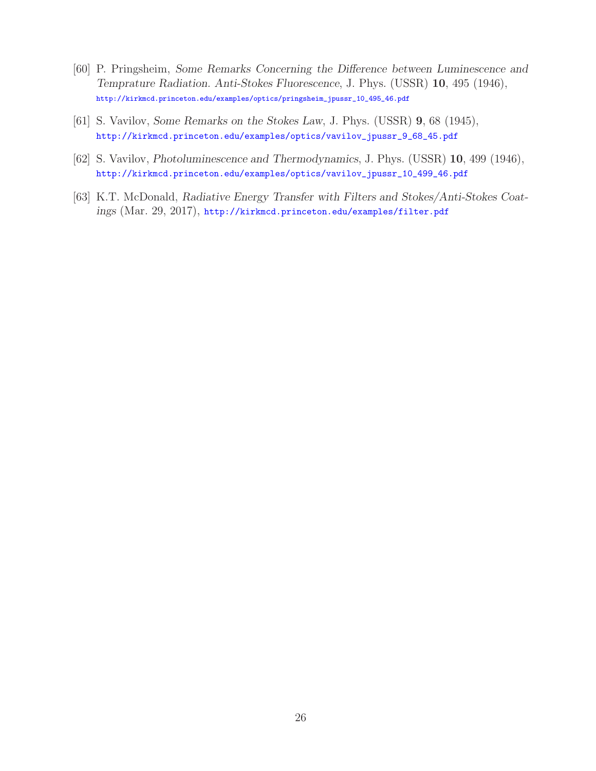[60] P. Pringsheim, *Some Remarks Concerning the Difference between Luminescence and Temprature Radiation. Anti-Stokes Fluorescence*, J. Phys. (USSR) **10**, 495 (1946), http://kirkmcd.princeton.edu/examples/optics/pringsheim_jpussr_10_495_46.pdf

[61] S. Vavilov, *Some Remarks on the Stokes Law*, J. Phys. (USSR) **9**, 68 (1945), http://kirkmcd.princeton.edu/examples/optics/vavilov_jpussr_9_68_45.pdf

[62] S. Vavilov, *Photoluminescence and Thermodynamics*, J. Phys. (USSR) **10**, 499 (1946), http://kirkmcd.princeton.edu/examples/optics/vavilov_jpussr_10_499_46.pdf

[63] K.T. McDonald, *Radiative Energy Transfer with Filters and Stokes/Anti-Stokes Coatings* (Mar. 29, 2017), http://kirkmcd.princeton.edu/examples/filter.pdf